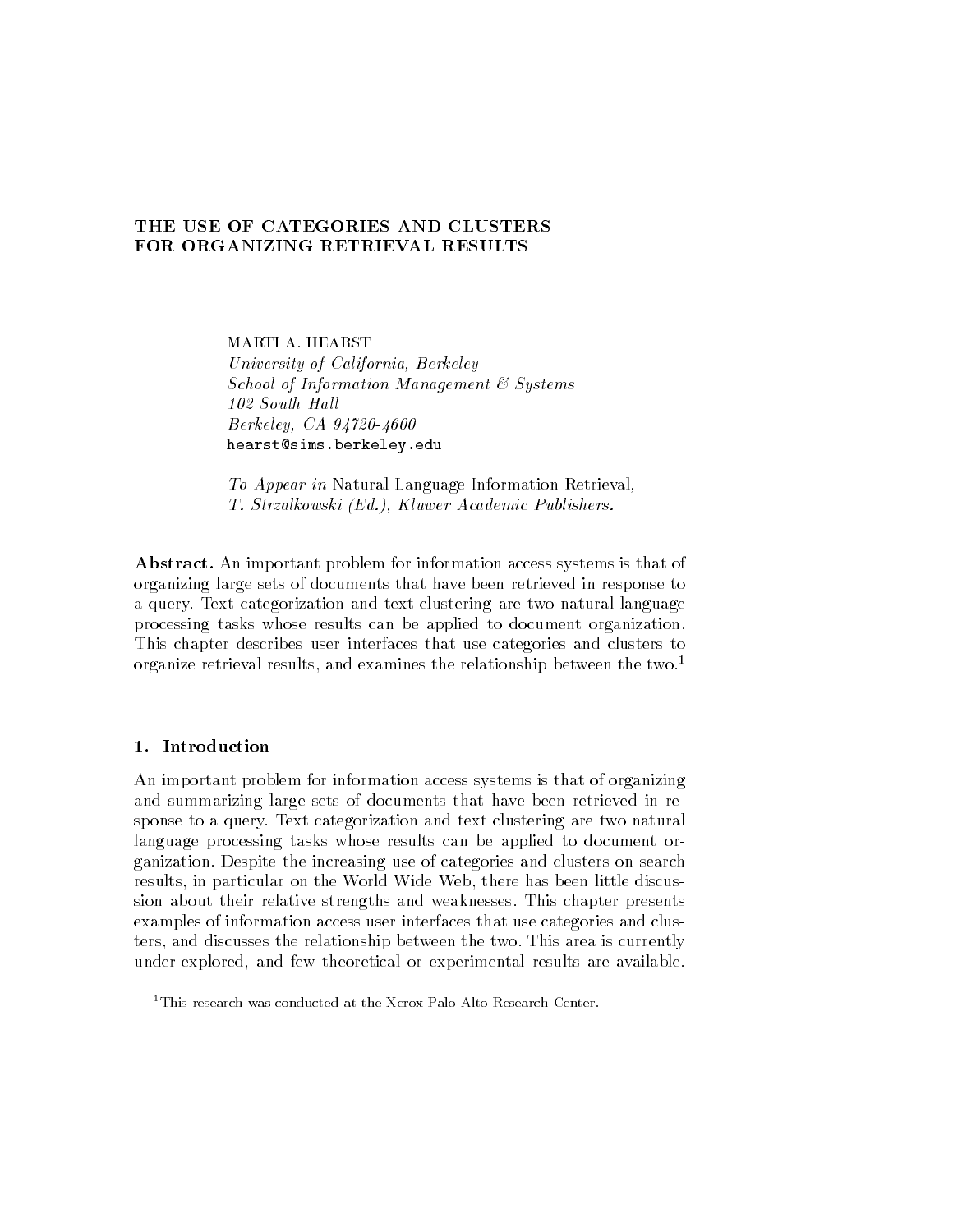# THE USE OF CATEGORIES AND CLUSTERS FOR ORGANIZING RETRIEVAL RESULTS

MARTI A. HEARST
*University of California, Berkeley*
*School of Information Management & Systems*
*102 South Hall*
*Berkeley, CA 94720-4600*
hearst@sims.berkeley.edu

*To Appear in* Natural Language Information Retrieval,
*T. Strzalkowski (Ed.), Kluwer Academic Publishers.*

**Abstract.** An important problem for information access systems is that of organizing large sets of documents that have been retrieved in response to a query. Text categorization and text clustering are two natural language processing tasks whose results can be applied to document organization. This chapter describes user interfaces that use categories and clusters to organize retrieval results, and examines the relationship between the two.[1]

## 1. Introduction

An important problem for information access systems is that of organizing and summarizing large sets of documents that have been retrieved in response to a query. Text categorization and text clustering are two natural language processing tasks whose results can be applied to document organization. Despite the increasing use of categories and clusters on search results, in particular on the World Wide Web, there has been little discussion about their relative strengths and weaknesses. This chapter presents examples of information access user interfaces that use categories and clusters, and discusses the relationship between the two. This area is currently under-explored, and few theoretical or experimental results are available.

[1] This research was conducted at the Xerox Palo Alto Research Center.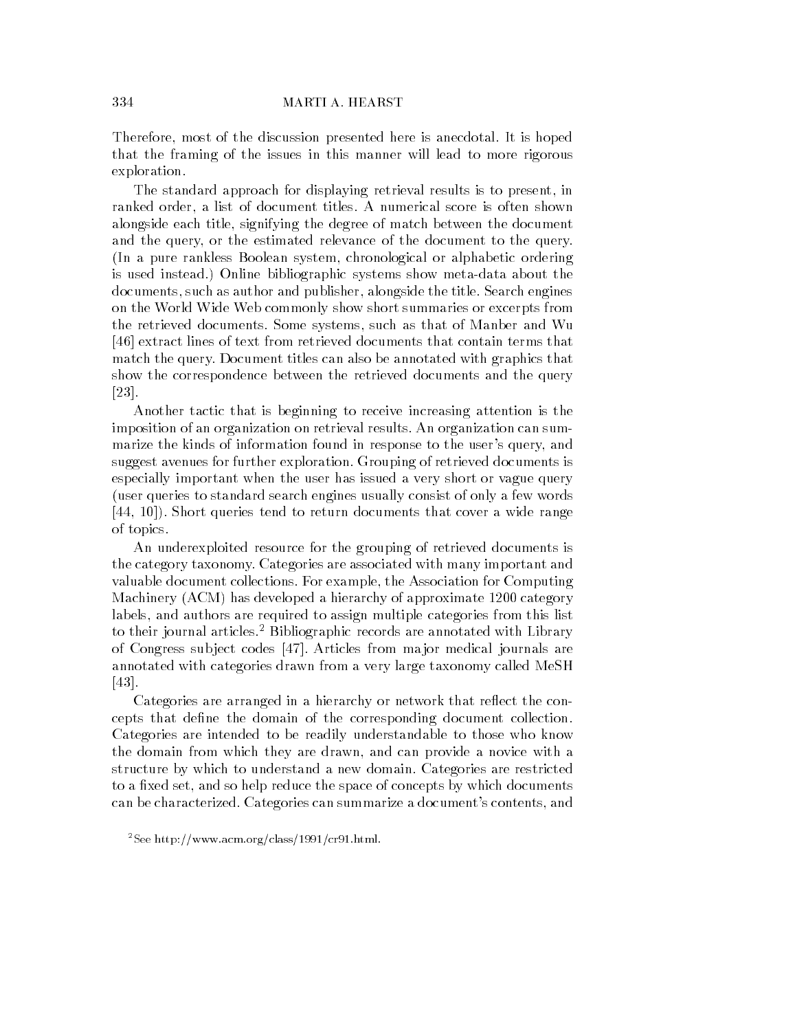Therefore, most of the discussion presented here is anecdotal. It is hoped that the framing of the issues in this manner will lead to more rigorous exploration.

The standard approach for displaying retrieval results is to present, in ranked order, a list of document titles. A numerical score is often shown alongside each title, signifying the degree of match between the document and the query, or the estimated relevance of the document to the query. (In a pure rankless Boolean system, chronological or alphabetic ordering is used instead.) Online bibliographic systems show meta-data about the documents, such as author and publisher, alongside the title. Search engines on the World Wide Web commonly show short summaries or excerpts from the retrieved documents. Some systems, such as that of Manber and Wu [46] extract lines of text from retrieved documents that contain terms that match the query. Document titles can also be annotated with graphics that show the correspondence between the retrieved documents and the query [23].

Another tactic that is beginning to receive increasing attention is the imposition of an organization on retrieval results. An organization can summarize the kinds of information found in response to the user's query, and suggest avenues for further exploration. Grouping of retrieved documents is especially important when the user has issued a very short or vague query (user queries to standard search engines usually consist of only a few words [44, 10]). Short queries tend to return documents that cover a wide range of topics.

An underexploited resource for the grouping of retrieved documents is the category taxonomy. Categories are associated with many important and valuable document collections. For example, the Association for Computing Machinery (ACM) has developed a hierarchy of approximate 1200 category labels, and authors are required to assign multiple categories from this list to their journal articles.[2] Bibliographic records are annotated with Library of Congress subject codes [47]. Articles from major medical journals are annotated with categories drawn from a very large taxonomy called MeSH [43].

Categories are arranged in a hierarchy or network that reflect the concepts that define the domain of the corresponding document collection. Categories are intended to be readily understandable to those who know the domain from which they are drawn, and can provide a novice with a structure by which to understand a new domain. Categories are restricted to a fixed set, and so help reduce the space of concepts by which documents can be characterized. Categories can summarize a document's contents, and

[2] See http://www.acm.org/class/1991/cr91.html.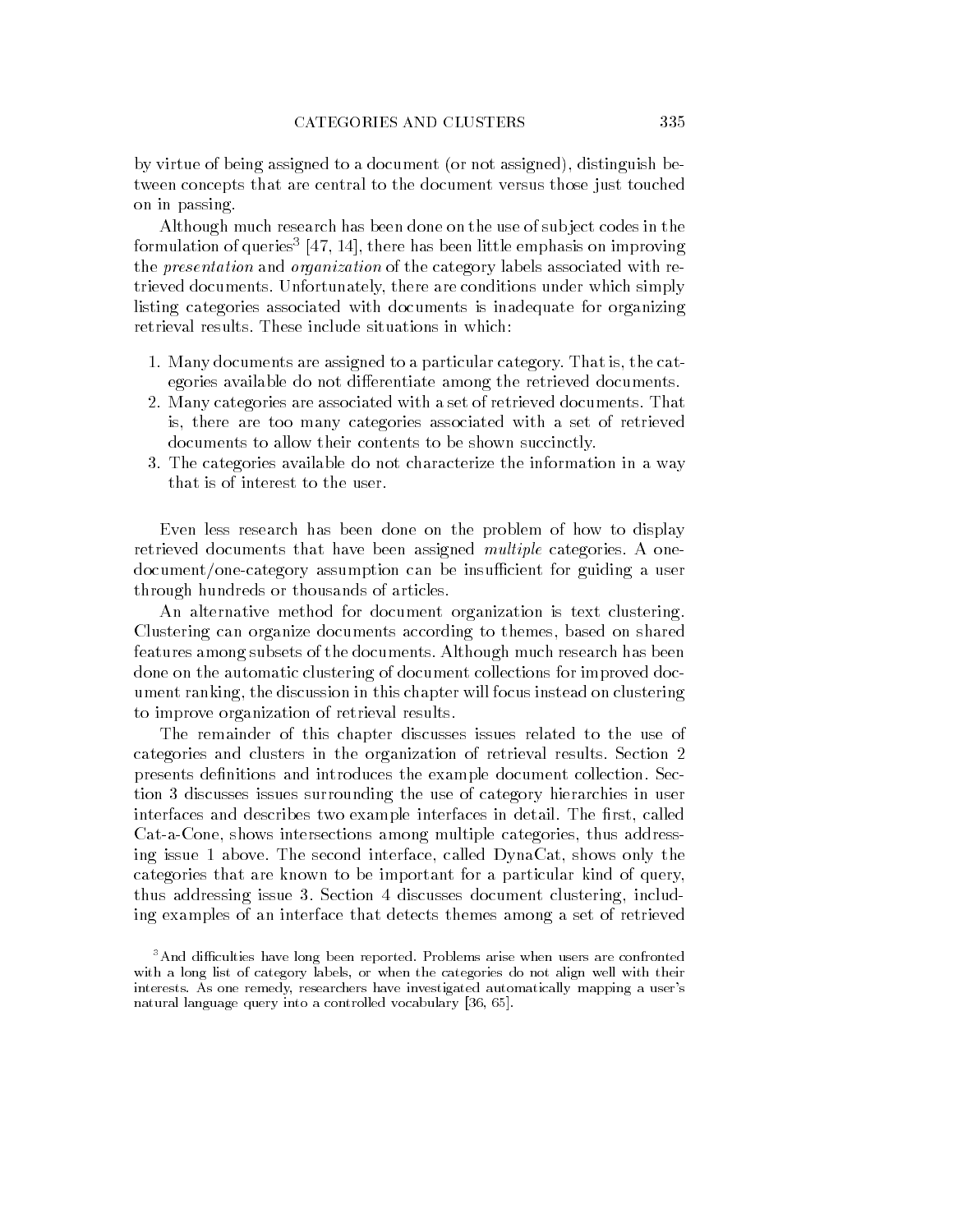by virtue of being assigned to a document (or not assigned), distinguish between concepts that are central to the document versus those just touched on in passing.

Although much research has been done on the use of subject codes in the formulation of queries[3] [47, 14], there has been little emphasis on improving the *presentation* and *organization* of the category labels associated with retrieved documents. Unfortunately, there are conditions under which simply listing categories associated with documents is inadequate for organizing retrieval results. These include situations in which:

1. Many documents are assigned to a particular category. That is, the categories available do not differentiate among the retrieved documents.
2. Many categories are associated with a set of retrieved documents. That is, there are too many categories associated with a set of retrieved documents to allow their contents to be shown succinctly.
3. The categories available do not characterize the information in a way that is of interest to the user.

Even less research has been done on the problem of how to display retrieved documents that have been assigned *multiple* categories. A one-document/one-category assumption can be insufficient for guiding a user through hundreds or thousands of articles.

An alternative method for document organization is text clustering. Clustering can organize documents according to themes, based on shared features among subsets of the documents. Although much research has been done on the automatic clustering of document collections for improved document ranking, the discussion in this chapter will focus instead on clustering to improve organization of retrieval results.

The remainder of this chapter discusses issues related to the use of categories and clusters in the organization of retrieval results. Section 2 presents definitions and introduces the example document collection. Section 3 discusses issues surrounding the use of category hierarchies in user interfaces and describes two example interfaces in detail. The first, called Cat-a-Cone, shows intersections among multiple categories, thus addressing issue 1 above. The second interface, called DynaCat, shows only the categories that are known to be important for a particular kind of query, thus addressing issue 3. Section 4 discusses document clustering, including examples of an interface that detects themes among a set of retrieved

[3] And difficulties have long been reported. Problems arise when users are confronted with a long list of category labels, or when the categories do not align well with their interests. As one remedy, researchers have investigated automatically mapping a user's natural language query into a controlled vocabulary [36, 65].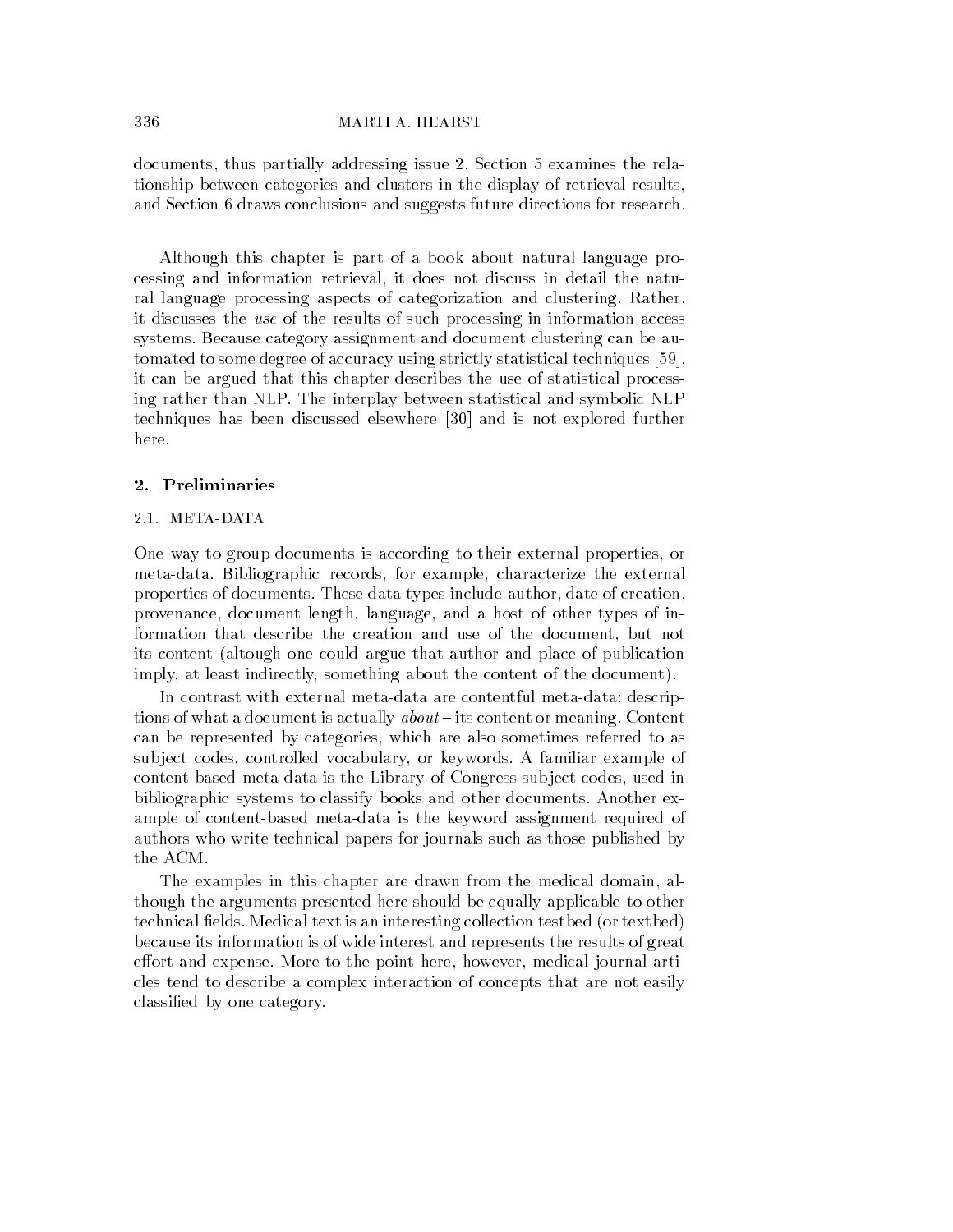documents, thus partially addressing issue 2. Section 5 examines the relationship between categories and clusters in the display of retrieval results, and Section 6 draws conclusions and suggests future directions for research.

Although this chapter is part of a book about natural language processing and information retrieval, it does not discuss in detail the natural language processing aspects of categorization and clustering. Rather, it discusses the *use* of the results of such processing in information access systems. Because category assignment and document clustering can be automated to some degree of accuracy using strictly statistical techniques [59], it can be argued that this chapter describes the use of statistical processing rather than NLP. The interplay between statistical and symbolic NLP techniques has been discussed elsewhere [30] and is not explored further here.

## 2. Preliminaries

### 2.1. META-DATA

One way to group documents is according to their external properties, or meta-data. Bibliographic records, for example, characterize the external properties of documents. These data types include author, date of creation, provenance, document length, language, and a host of other types of information that describe the creation and use of the document, but not its content (altough one could argue that author and place of publication imply, at least indirectly, something about the content of the document).

In contrast with external meta-data are contentful meta-data: descriptions of what a document is actually *about* – its content or meaning. Content can be represented by categories, which are also sometimes referred to as subject codes, controlled vocabulary, or keywords. A familiar example of content-based meta-data is the Library of Congress subject codes, used in bibliographic systems to classify books and other documents. Another example of content-based meta-data is the keyword assignment required of authors who write technical papers for journals such as those published by the ACM.

The examples in this chapter are drawn from the medical domain, although the arguments presented here should be equally applicable to other technical fields. Medical text is an interesting collection testbed (or textbed) because its information is of wide interest and represents the results of great effort and expense. More to the point here, however, medical journal articles tend to describe a complex interaction of concepts that are not easily classified by one category.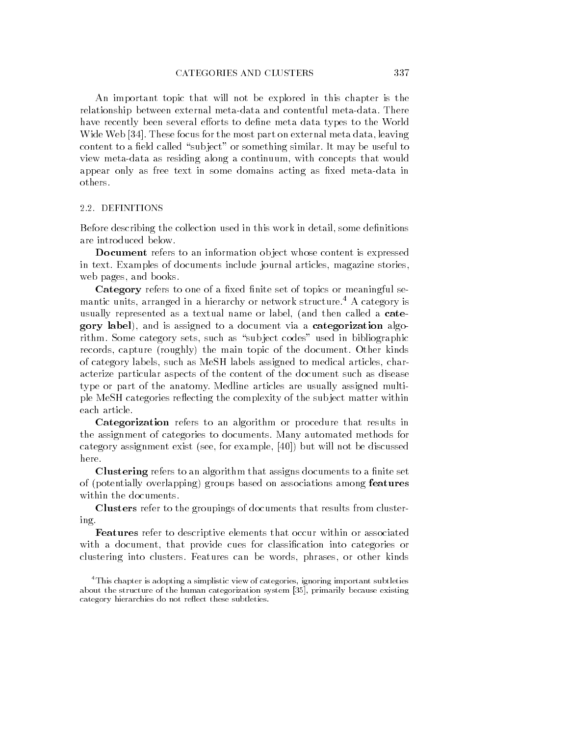An important topic that will not be explored in this chapter is the relationship between external meta-data and contentful meta-data. There have recently been several efforts to define meta data types to the World Wide Web [34]. These focus for the most part on external meta data, leaving content to a field called "subject" or something similar. It may be useful to view meta-data as residing along a continuum, with concepts that would appear only as free text in some domains acting as fixed meta-data in others.

### 2.2. DEFINITIONS

Before describing the collection used in this work in detail, some definitions are introduced below.

**Document** refers to an information object whose content is expressed in text. Examples of documents include journal articles, magazine stories, web pages, and books.

**Category** refers to one of a fixed finite set of topics or meaningful semantic units, arranged in a hierarchy or network structure.[4] A category is usually represented as a textual name or label, (and then called a **category label**), and is assigned to a document via a **categorization** algorithm. Some category sets, such as "subject codes" used in bibliographic records, capture (roughly) the main topic of the document. Other kinds of category labels, such as MeSH labels assigned to medical articles, characterize particular aspects of the content of the document such as disease type or part of the anatomy. Medline articles are usually assigned multiple MeSH categories reflecting the complexity of the subject matter within each article.

**Categorization** refers to an algorithm or procedure that results in the assignment of categories to documents. Many automated methods for category assignment exist (see, for example, [40]) but will not be discussed here.

**Clustering** refers to an algorithm that assigns documents to a finite set of (potentially overlapping) groups based on associations among **features** within the documents.

**Clusters** refer to the groupings of documents that results from clustering.

**Features** refer to descriptive elements that occur within or associated with a document, that provide cues for classification into categories or clustering into clusters. Features can be words, phrases, or other kinds

[4] This chapter is adopting a simplistic view of categories, ignoring important subtleties about the structure of the human categorization system [35], primarily because existing category hierarchies do not reflect these subtleties.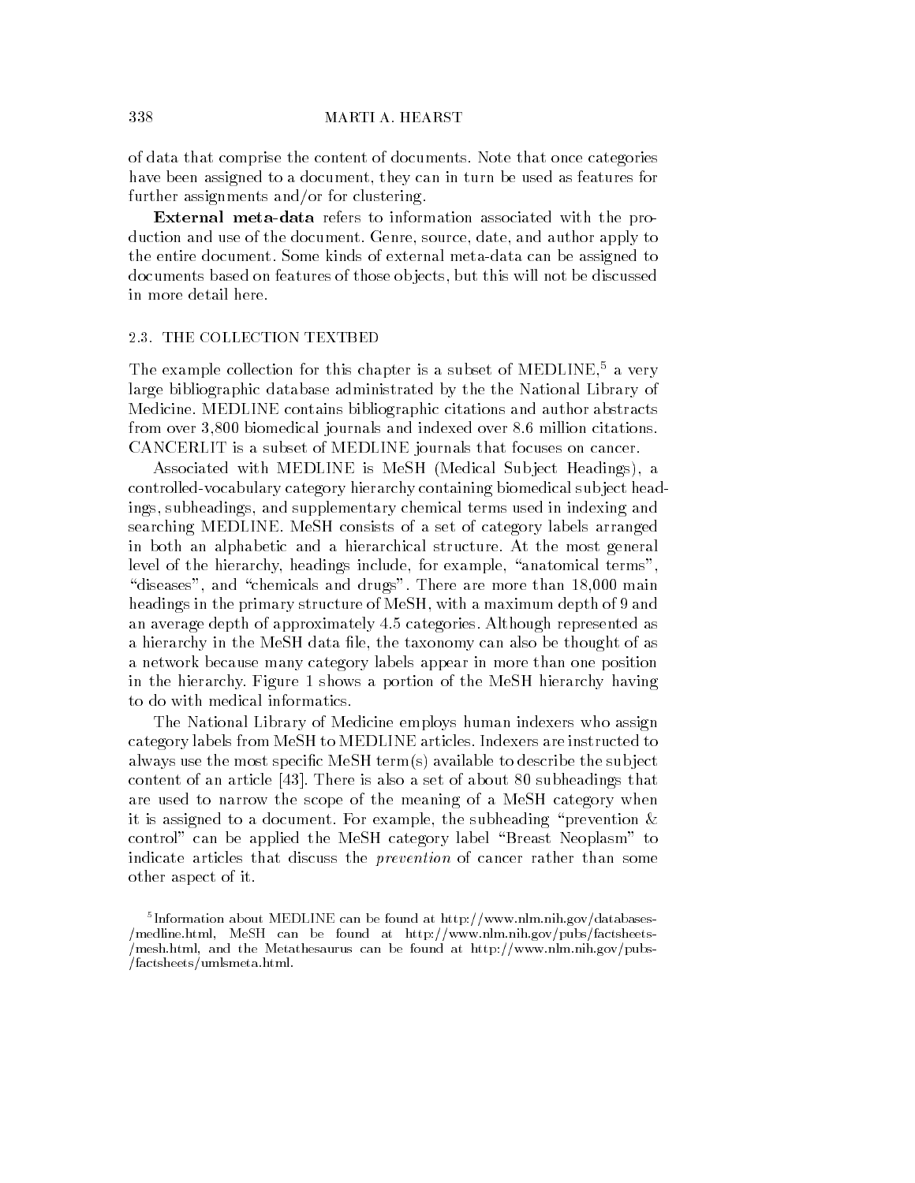of data that comprise the content of documents. Note that once categories have been assigned to a document, they can in turn be used as features for further assignments and/or for clustering.

**External meta-data** refers to information associated with the production and use of the document. Genre, source, date, and author apply to the entire document. Some kinds of external meta-data can be assigned to documents based on features of those objects, but this will not be discussed in more detail here.

### 2.3. THE COLLECTION TEXTBED

The example collection for this chapter is a subset of MEDLINE,[5] a very large bibliographic database administrated by the the National Library of Medicine. MEDLINE contains bibliographic citations and author abstracts from over 3,800 biomedical journals and indexed over 8.6 million citations. CANCERLIT is a subset of MEDLINE journals that focuses on cancer.

Associated with MEDLINE is MeSH (Medical Subject Headings), a controlled-vocabulary category hierarchy containing biomedical subject headings, subheadings, and supplementary chemical terms used in indexing and searching MEDLINE. MeSH consists of a set of category labels arranged in both an alphabetic and a hierarchical structure. At the most general level of the hierarchy, headings include, for example, "anatomical terms", "diseases", and "chemicals and drugs". There are more than 18,000 main headings in the primary structure of MeSH, with a maximum depth of 9 and an average depth of approximately 4.5 categories. Although represented as a hierarchy in the MeSH data file, the taxonomy can also be thought of as a network because many category labels appear in more than one position in the hierarchy. Figure 1 shows a portion of the MeSH hierarchy having to do with medical informatics.

The National Library of Medicine employs human indexers who assign category labels from MeSH to MEDLINE articles. Indexers are instructed to always use the most specific MeSH term(s) available to describe the subject content of an article [43]. There is also a set of about 80 subheadings that are used to narrow the scope of the meaning of a MeSH category when it is assigned to a document. For example, the subheading "prevention & control" can be applied the MeSH category label "Breast Neoplasm" to indicate articles that discuss the *prevention* of cancer rather than some other aspect of it.

[5] Information about MEDLINE can be found at http://www.nlm.nih.gov/databases-/medline.html, MeSH can be found at http://www.nlm.nih.gov/pubs/factsheets-/mesh.html, and the Metathesaurus can be found at http://www.nlm.nih.gov/pubs-/factsheets/umlsmeta.html.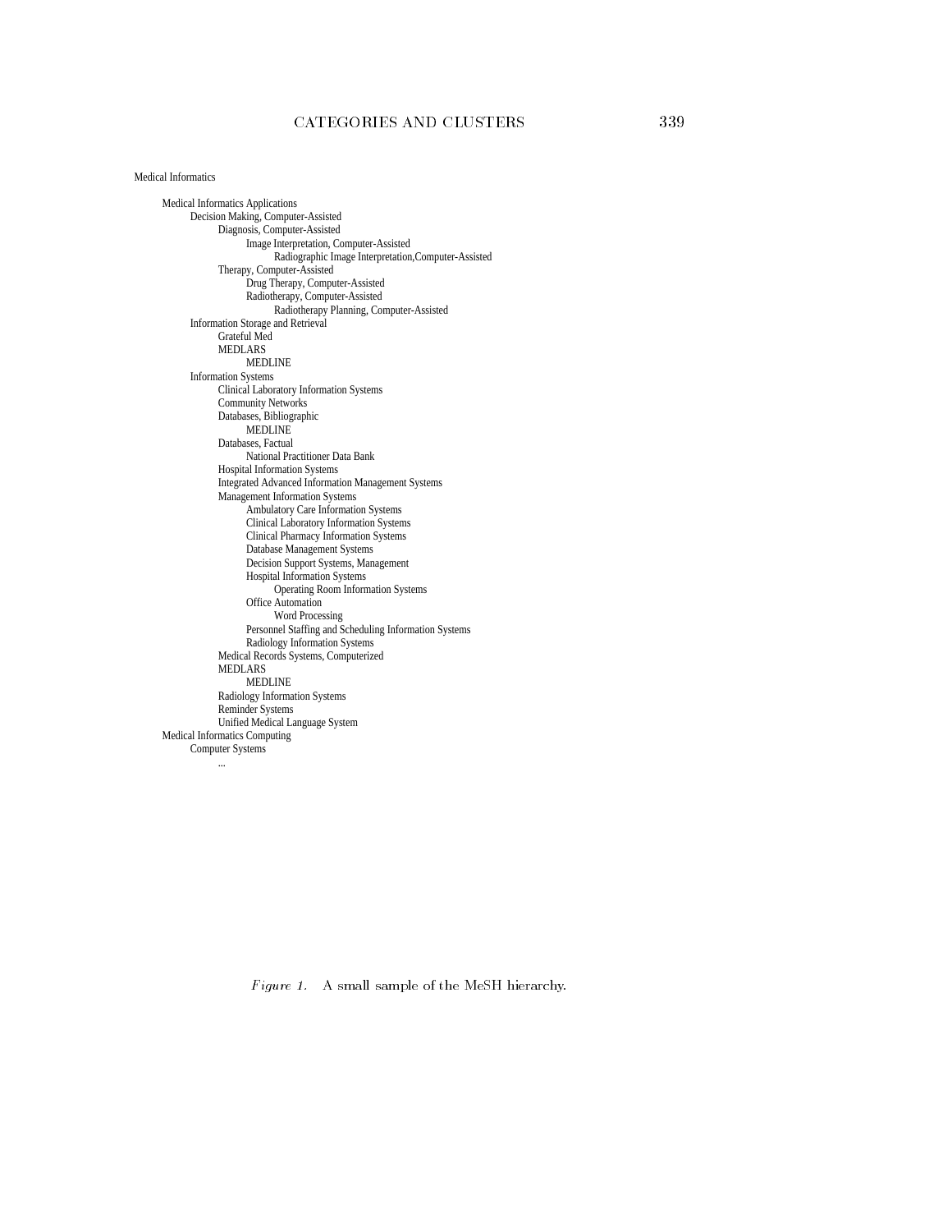```
Medical Informatics

    Medical Informatics Applications
        Decision Making, Computer-Assisted
            Diagnosis, Computer-Assisted
                Image Interpretation, Computer-Assisted
                    Radiographic Image Interpretation,Computer-Assisted
            Therapy, Computer-Assisted
                Drug Therapy, Computer-Assisted
                Radiotherapy, Computer-Assisted
                    Radiotherapy Planning, Computer-Assisted
        Information Storage and Retrieval
            Grateful Med
            MEDLARS
                MEDLINE
        Information Systems
            Clinical Laboratory Information Systems
            Community Networks
            Databases, Bibliographic
                MEDLINE
            Databases, Factual
                National Practitioner Data Bank
            Hospital Information Systems
            Integrated Advanced Information Management Systems
            Management Information Systems
                Ambulatory Care Information Systems
                Clinical Laboratory Information Systems
                Clinical Pharmacy Information Systems
                Database Management Systems
                Decision Support Systems, Management
                Hospital Information Systems
                    Operating Room Information Systems
                Office Automation
                    Word Processing
                Personnel Staffing and Scheduling Information Systems
                Radiology Information Systems
            Medical Records Systems, Computerized
            MEDLARS
                MEDLINE
            Radiology Information Systems
            Reminder Systems
            Unified Medical Language System
    Medical Informatics Computing
        Computer Systems
            ...
```

*Figure 1.* A small sample of the MeSH hierarchy.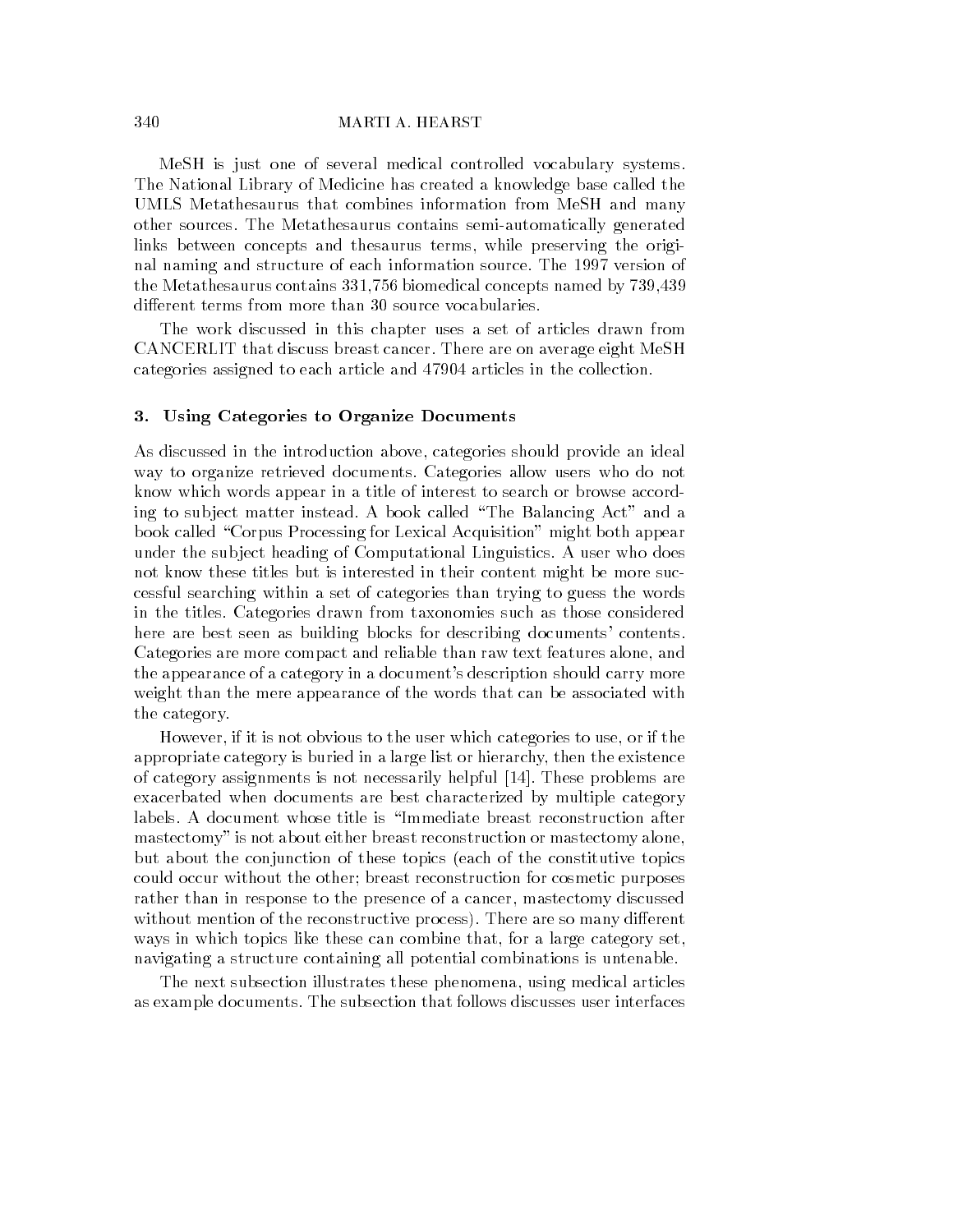MeSH is just one of several medical controlled vocabulary systems. The National Library of Medicine has created a knowledge base called the UMLS Metathesaurus that combines information from MeSH and many other sources. The Metathesaurus contains semi-automatically generated links between concepts and thesaurus terms, while preserving the original naming and structure of each information source. The 1997 version of the Metathesaurus contains 331,756 biomedical concepts named by 739,439 different terms from more than 30 source vocabularies.

The work discussed in this chapter uses a set of articles drawn from CANCERLIT that discuss breast cancer. There are on average eight MeSH categories assigned to each article and 47904 articles in the collection.

## 3. Using Categories to Organize Documents

As discussed in the introduction above, categories should provide an ideal way to organize retrieved documents. Categories allow users who do not know which words appear in a title of interest to search or browse according to subject matter instead. A book called "The Balancing Act" and a book called "Corpus Processing for Lexical Acquisition" might both appear under the subject heading of Computational Linguistics. A user who does not know these titles but is interested in their content might be more successful searching within a set of categories than trying to guess the words in the titles. Categories drawn from taxonomies such as those considered here are best seen as building blocks for describing documents' contents. Categories are more compact and reliable than raw text features alone, and the appearance of a category in a document's description should carry more weight than the mere appearance of the words that can be associated with the category.

However, if it is not obvious to the user which categories to use, or if the appropriate category is buried in a large list or hierarchy, then the existence of category assignments is not necessarily helpful [14]. These problems are exacerbated when documents are best characterized by multiple category labels. A document whose title is "Immediate breast reconstruction after mastectomy" is not about either breast reconstruction or mastectomy alone, but about the conjunction of these topics (each of the constitutive topics could occur without the other; breast reconstruction for cosmetic purposes rather than in response to the presence of a cancer, mastectomy discussed without mention of the reconstructive process). There are so many different ways in which topics like these can combine that, for a large category set, navigating a structure containing all potential combinations is untenable.

The next subsection illustrates these phenomena, using medical articles as example documents. The subsection that follows discusses user interfaces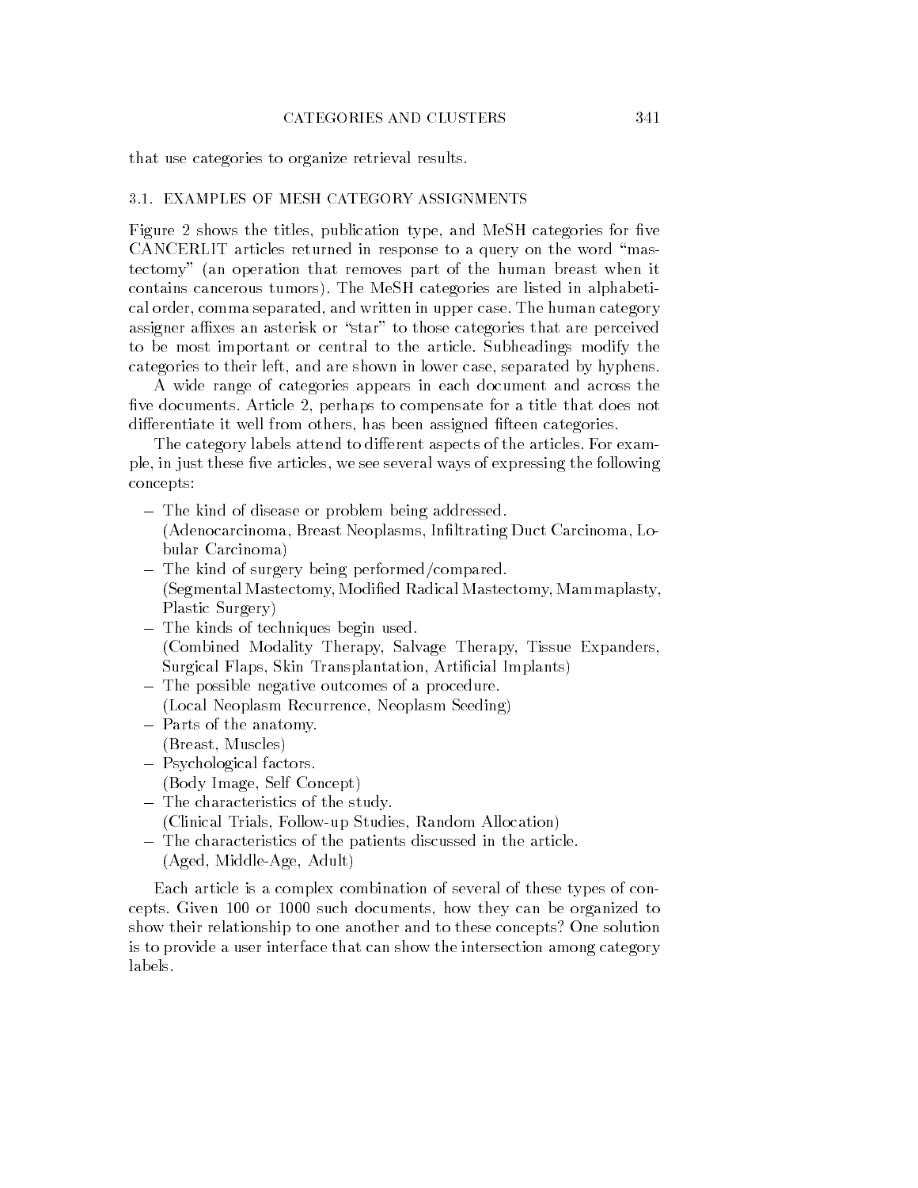that use categories to organize retrieval results.

### 3.1. EXAMPLES OF MESH CATEGORY ASSIGNMENTS

Figure 2 shows the titles, publication type, and MeSH categories for five CANCERLIT articles returned in response to a query on the word "mastectomy" (an operation that removes part of the human breast when it contains cancerous tumors). The MeSH categories are listed in alphabetical order, comma separated, and written in upper case. The human category assigner affixes an asterisk or "star" to those categories that are perceived to be most important or central to the article. Subheadings modify the categories to their left, and are shown in lower case, separated by hyphens.

A wide range of categories appears in each document and across the five documents. Article 2, perhaps to compensate for a title that does not differentiate it well from others, has been assigned fifteen categories.

The category labels attend to different aspects of the articles. For example, in just these five articles, we see several ways of expressing the following concepts:

- The kind of disease or problem being addressed.
  (Adenocarcinoma, Breast Neoplasms, Infiltrating Duct Carcinoma, Lobular Carcinoma)
- The kind of surgery being performed/compared.
  (Segmental Mastectomy, Modified Radical Mastectomy, Mammaplasty, Plastic Surgery)
- The kinds of techniques begin used.
  (Combined Modality Therapy, Salvage Therapy, Tissue Expanders, Surgical Flaps, Skin Transplantation, Artificial Implants)
- The possible negative outcomes of a procedure.
  (Local Neoplasm Recurrence, Neoplasm Seeding)
- Parts of the anatomy.
  (Breast, Muscles)
- Psychological factors.
  (Body Image, Self Concept)
- The characteristics of the study.
  (Clinical Trials, Follow-up Studies, Random Allocation)
- The characteristics of the patients discussed in the article.
  (Aged, Middle-Age, Adult)

Each article is a complex combination of several of these types of concepts. Given 100 or 1000 such documents, how they can be organized to show their relationship to one another and to these concepts? One solution is to provide a user interface that can show the intersection among category labels.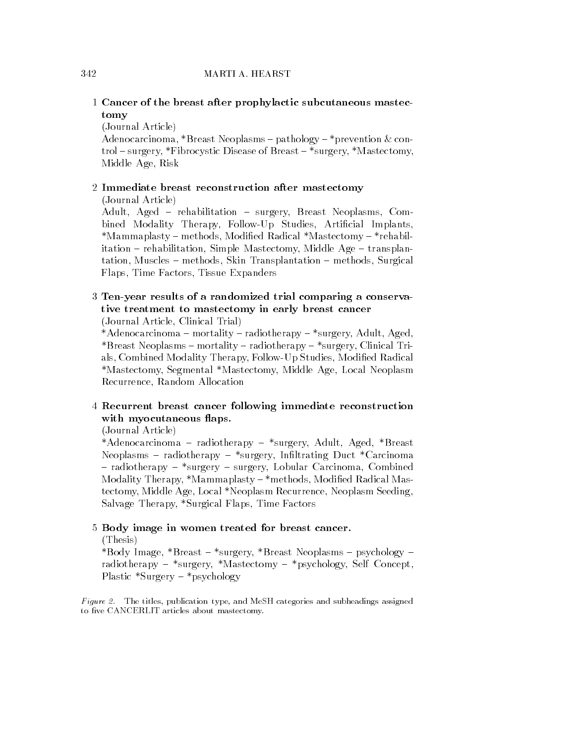1 **Cancer of the breast after prophylactic subcutaneous mastectomy**
(Journal Article)
Adenocarcinoma, *Breast Neoplasms – pathology – *prevention & control – surgery, *Fibrocystic Disease of Breast – *surgery, *Mastectomy, Middle Age, Risk

2 **Immediate breast reconstruction after mastectomy**
(Journal Article)
Adult, Aged – rehabilitation – surgery, Breast Neoplasms, Combined Modality Therapy, Follow-Up Studies, Artificial Implants, *Mammaplasty – methods, Modified Radical *Mastectomy – *rehabilitation – rehabilitation, Simple Mastectomy, Middle Age – transplantation, Muscles – methods, Skin Transplantation – methods, Surgical Flaps, Time Factors, Tissue Expanders

3 **Ten-year results of a randomized trial comparing a conservative treatment to mastectomy in early breast cancer**
(Journal Article, Clinical Trial)
*Adenocarcinoma – mortality – radiotherapy – *surgery, Adult, Aged, *Breast Neoplasms – mortality – radiotherapy – *surgery, Clinical Trials, Combined Modality Therapy, Follow-Up Studies, Modified Radical *Mastectomy, Segmental *Mastectomy, Middle Age, Local Neoplasm Recurrence, Random Allocation

4 **Recurrent breast cancer following immediate reconstruction with myocutaneous flaps.**
(Journal Article)
*Adenocarcinoma – radiotherapy – *surgery, Adult, Aged, *Breast Neoplasms – radiotherapy – *surgery, Infiltrating Duct *Carcinoma – radiotherapy – *surgery – surgery, Lobular Carcinoma, Combined Modality Therapy, *Mammaplasty – *methods, Modified Radical Mastectomy, Middle Age, Local *Neoplasm Recurrence, Neoplasm Seeding, Salvage Therapy, *Surgical Flaps, Time Factors

5 **Body image in women treated for breast cancer.**
(Thesis)
*Body Image, *Breast – *surgery, *Breast Neoplasms – psychology – radiotherapy – *surgery, *Mastectomy – *psychology, Self Concept, Plastic *Surgery – *psychology

*Figure 2.* The titles, publication type, and MeSH categories and subheadings assigned to five CANCERLIT articles about mastectomy.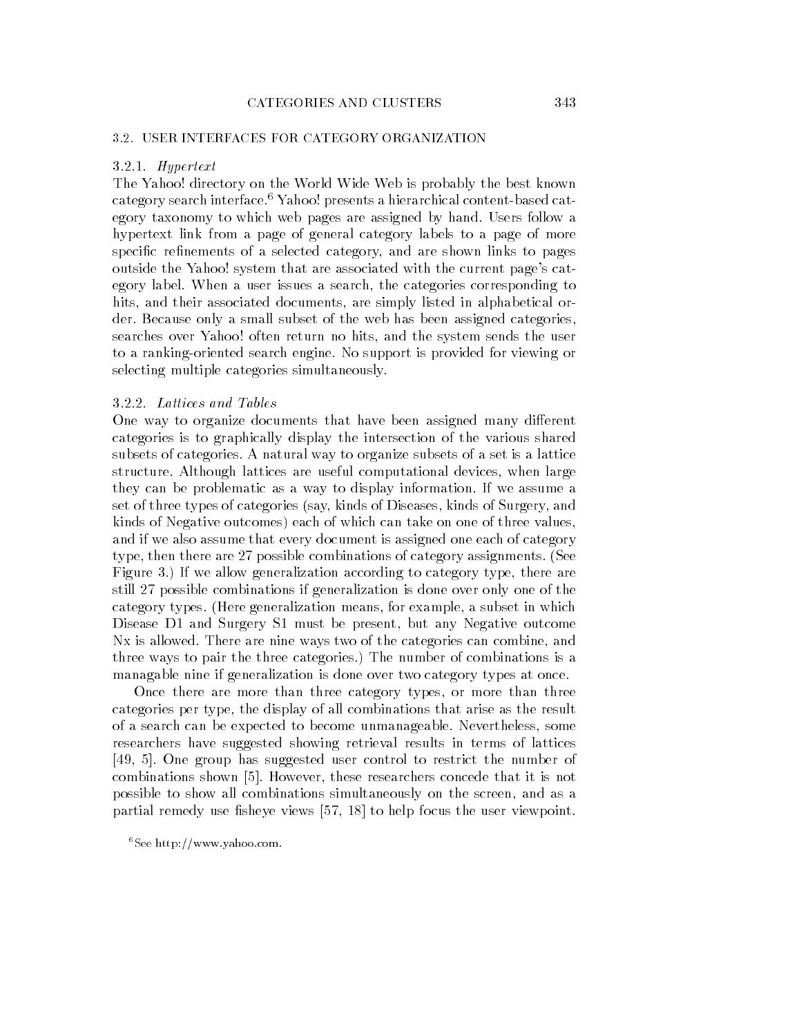### 3.2. USER INTERFACES FOR CATEGORY ORGANIZATION

#### 3.2.1. *Hypertext*

The Yahoo! directory on the World Wide Web is probably the best known category search interface.[6] Yahoo! presents a hierarchical content-based category taxonomy to which web pages are assigned by hand. Users follow a hypertext link from a page of general category labels to a page of more specific refinements of a selected category, and are shown links to pages outside the Yahoo! system that are associated with the current page's category label. When a user issues a search, the categories corresponding to hits, and their associated documents, are simply listed in alphabetical order. Because only a small subset of the web has been assigned categories, searches over Yahoo! often return no hits, and the system sends the user to a ranking-oriented search engine. No support is provided for viewing or selecting multiple categories simultaneously.

#### 3.2.2. *Lattices and Tables*

One way to organize documents that have been assigned many different categories is to graphically display the intersection of the various shared subsets of categories. A natural way to organize subsets of a set is a lattice structure. Although lattices are useful computational devices, when large they can be problematic as a way to display information. If we assume a set of three types of categories (say, kinds of Diseases, kinds of Surgery, and kinds of Negative outcomes) each of which can take on one of three values, and if we also assume that every document is assigned one each of category type, then there are 27 possible combinations of category assignments. (See Figure 3.) If we allow generalization according to category type, there are still 27 possible combinations if generalization is done over only one of the category types. (Here generalization means, for example, a subset in which Disease D1 and Surgery S1 must be present, but any Negative outcome Nx is allowed. There are nine ways two of the categories can combine, and three ways to pair the three categories.) The number of combinations is a managable nine if generalization is done over two category types at once.

Once there are more than three category types, or more than three categories per type, the display of all combinations that arise as the result of a search can be expected to become unmanageable. Nevertheless, some researchers have suggested showing retrieval results in terms of lattices [49, 5]. One group has suggested user control to restrict the number of combinations shown [5]. However, these researchers concede that it is not possible to show all combinations simultaneously on the screen, and as a partial remedy use fisheye views [57, 18] to help focus the user viewpoint.

[6] See http://www.yahoo.com.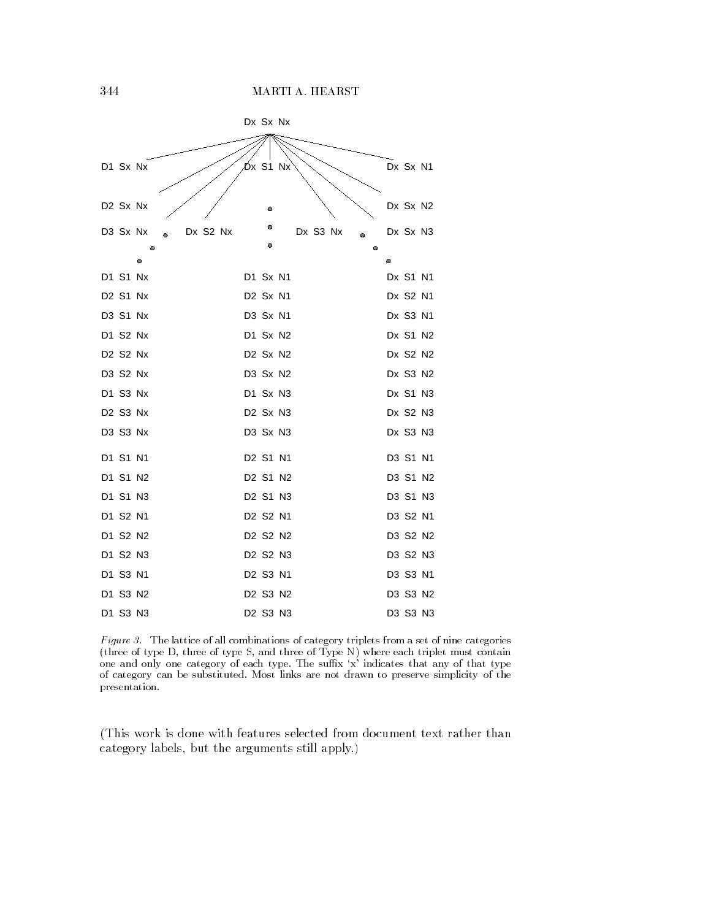Dx Sx Nx

D1 Sx Nx Dx S1 Nx Dx Sx N1

D2 Sx Nx Dx Sx N2

D3 Sx Nx Dx S2 Nx Dx S3 Nx Dx Sx N3

| | | |
|---|---|---|
| D1 S1 Nx | D1 Sx N1 | Dx S1 N1 |
| D2 S1 Nx | D2 Sx N1 | Dx S2 N1 |
| D3 S1 Nx | D3 Sx N1 | Dx S3 N1 |
| D1 S2 Nx | D1 Sx N2 | Dx S1 N2 |
| D2 S2 Nx | D2 Sx N2 | Dx S2 N2 |
| D3 S2 Nx | D3 Sx N2 | Dx S3 N2 |
| D1 S3 Nx | D1 Sx N3 | Dx S1 N3 |
| D2 S3 Nx | D2 Sx N3 | Dx S2 N3 |
| D3 S3 Nx | D3 Sx N3 | Dx S3 N3 |
| D1 S1 N1 | D2 S1 N1 | D3 S1 N1 |
| D1 S1 N2 | D2 S1 N2 | D3 S1 N2 |
| D1 S1 N3 | D2 S1 N3 | D3 S1 N3 |
| D1 S2 N1 | D2 S2 N1 | D3 S2 N1 |
| D1 S2 N2 | D2 S2 N2 | D3 S2 N2 |
| D1 S2 N3 | D2 S2 N3 | D3 S2 N3 |
| D1 S3 N1 | D2 S3 N1 | D3 S3 N1 |
| D1 S3 N2 | D2 S3 N2 | D3 S3 N2 |
| D1 S3 N3 | D2 S3 N3 | D3 S3 N3 |

*Figure 3.* The lattice of all combinations of category triplets from a set of nine categories (three of type D, three of type S, and three of Type N) where each triplet must contain one and only one category of each type. The suffix 'x' indicates that any of that type of category can be substituted. Most links are not drawn to preserve simplicity of the presentation.

(This work is done with features selected from document text rather than category labels, but the arguments still apply.)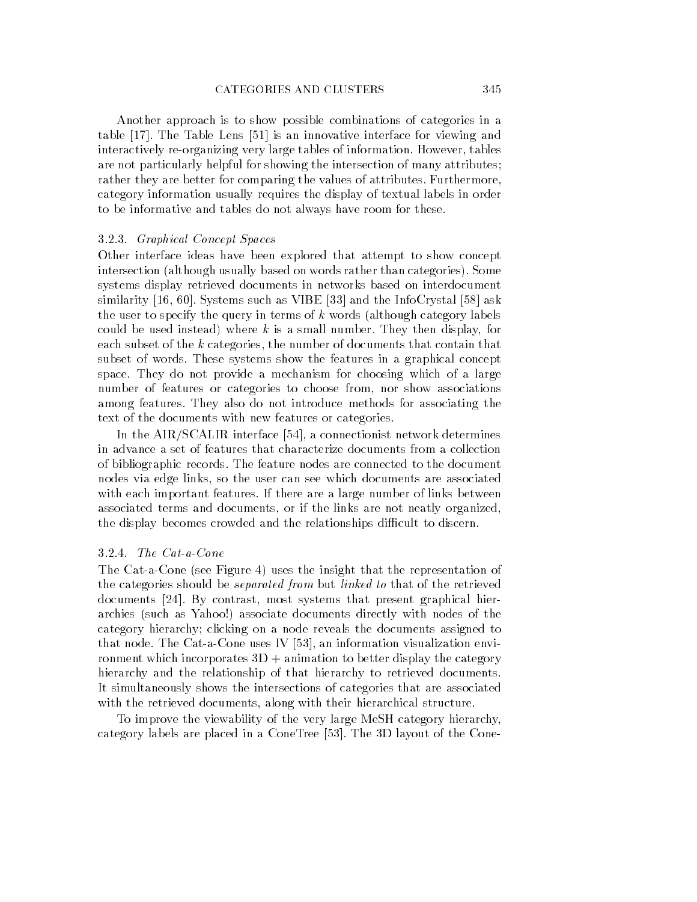Another approach is to show possible combinations of categories in a table [17]. The Table Lens [51] is an innovative interface for viewing and interactively re-organizing very large tables of information. However, tables are not particularly helpful for showing the intersection of many attributes; rather they are better for comparing the values of attributes. Furthermore, category information usually requires the display of textual labels in order to be informative and tables do not always have room for these.

### 3.2.3. *Graphical Concept Spaces*

Other interface ideas have been explored that attempt to show concept intersection (although usually based on words rather than categories). Some systems display retrieved documents in networks based on interdocument similarity [16, 60]. Systems such as VIBE [33] and the InfoCrystal [58] ask the user to specify the query in terms of $k$ words (although category labels could be used instead) where $k$ is a small number. They then display, for each subset of the $k$ categories, the number of documents that contain that subset of words. These systems show the features in a graphical concept space. They do not provide a mechanism for choosing which of a large number of features or categories to choose from, nor show associations among features. They also do not introduce methods for associating the text of the documents with new features or categories.

In the AIR/SCALIR interface [54], a connectionist network determines in advance a set of features that characterize documents from a collection of bibliographic records. The feature nodes are connected to the document nodes via edge links, so the user can see which documents are associated with each important features. If there are a large number of links between associated terms and documents, or if the links are not neatly organized, the display becomes crowded and the relationships difficult to discern.

### 3.2.4. *The Cat-a-Cone*

The Cat-a-Cone (see Figure 4) uses the insight that the representation of the categories should be *separated from* but *linked to* that of the retrieved documents [24]. By contrast, most systems that present graphical hierarchies (such as Yahoo!) associate documents directly with nodes of the category hierarchy; clicking on a node reveals the documents assigned to that node. The Cat-a-Cone uses IV [53], an information visualization environment which incorporates 3D + animation to better display the category hierarchy and the relationship of that hierarchy to retrieved documents. It simultaneously shows the intersections of categories that are associated with the retrieved documents, along with their hierarchical structure.

To improve the viewability of the very large MeSH category hierarchy, category labels are placed in a ConeTree [53]. The 3D layout of the Cone-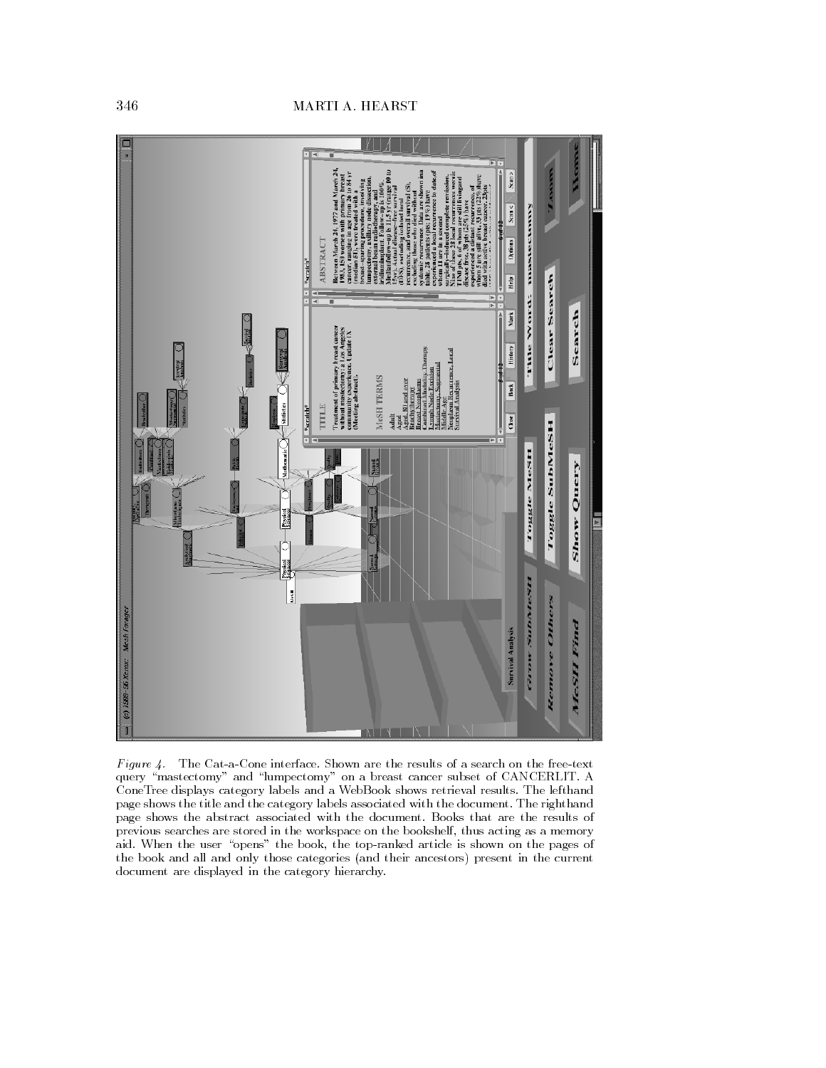*Figure 4.* The Cat-a-Cone interface. Shown are the results of a search on the free-text query "mastectomy" and "lumpectomy" on a breast cancer subset of CANCERLIT. A ConeTree displays category labels and a WebBook shows retrieval results. The lefthand page shows the title and the category labels associated with the document. The righthand page shows the abstract associated with the document. Books that are the results of previous searches are stored in the workspace on the bookshelf, thus acting as a memory aid. When the user "opens" the book, the top-ranked article is shown on the pages of the book and all and only those categories (and their ancestors) present in the current document are displayed in the category hierarchy.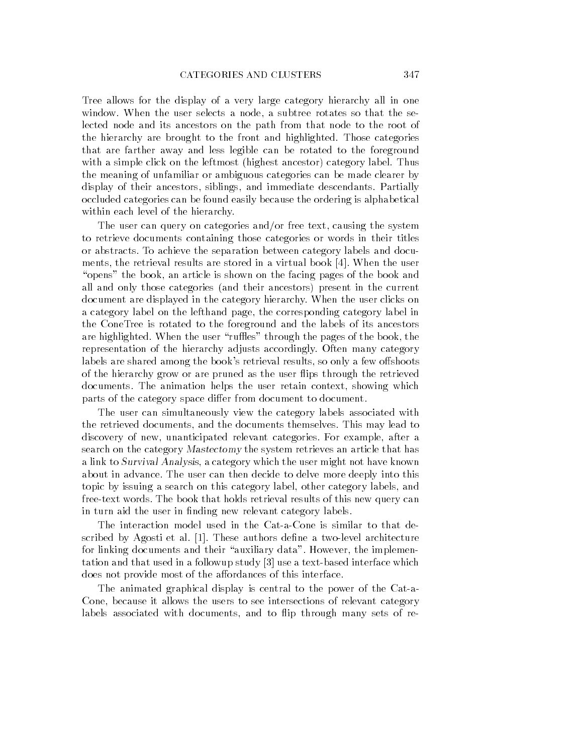Tree allows for the display of a very large category hierarchy all in one window. When the user selects a node, a subtree rotates so that the selected node and its ancestors on the path from that node to the root of the hierarchy are brought to the front and highlighted. Those categories that are farther away and less legible can be rotated to the foreground with a simple click on the leftmost (highest ancestor) category label. Thus the meaning of unfamiliar or ambiguous categories can be made clearer by display of their ancestors, siblings, and immediate descendants. Partially occluded categories can be found easily because the ordering is alphabetical within each level of the hierarchy.

The user can query on categories and/or free text, causing the system to retrieve documents containing those categories or words in their titles or abstracts. To achieve the separation between category labels and documents, the retrieval results are stored in a virtual book [4]. When the user "opens" the book, an article is shown on the facing pages of the book and all and only those categories (and their ancestors) present in the current document are displayed in the category hierarchy. When the user clicks on a category label on the lefthand page, the corresponding category label in the ConeTree is rotated to the foreground and the labels of its ancestors are highlighted. When the user "ruffles" through the pages of the book, the representation of the hierarchy adjusts accordingly. Often many category labels are shared among the book's retrieval results, so only a few offshoots of the hierarchy grow or are pruned as the user flips through the retrieved documents. The animation helps the user retain context, showing which parts of the category space differ from document to document.

The user can simultaneously view the category labels associated with the retrieved documents, and the documents themselves. This may lead to discovery of new, unanticipated relevant categories. For example, after a search on the category *Mastectomy* the system retrieves an article that has a link to *Survival Analysis*, a category which the user might not have known about in advance. The user can then decide to delve more deeply into this topic by issuing a search on this category label, other category labels, and free-text words. The book that holds retrieval results of this new query can in turn aid the user in finding new relevant category labels.

The interaction model used in the Cat-a-Cone is similar to that described by Agosti et al. [1]. These authors define a two-level architecture for linking documents and their "auxiliary data". However, the implementation and that used in a followup study [3] use a text-based interface which does not provide most of the affordances of this interface.

The animated graphical display is central to the power of the Cat-a-Cone, because it allows the users to see intersections of relevant category labels associated with documents, and to flip through many sets of re-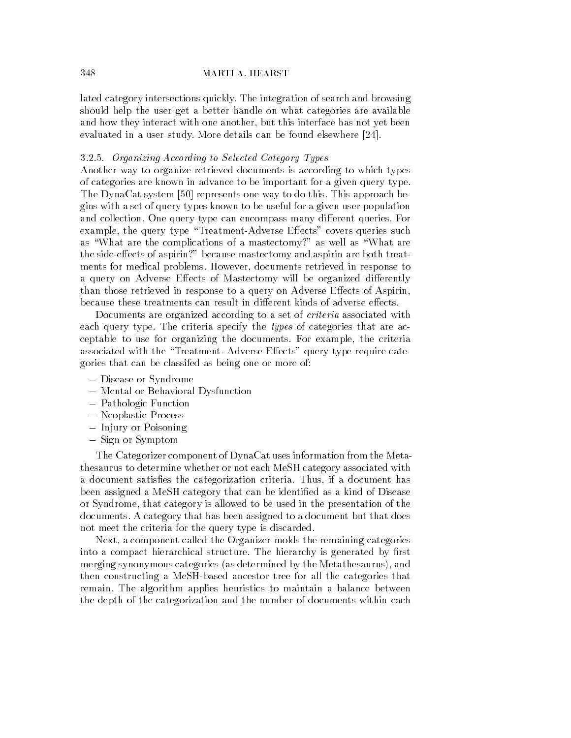lated category intersections quickly. The integration of search and browsing should help the user get a better handle on what categories are available and how they interact with one another, but this interface has not yet been evaluated in a user study. More details can be found elsewhere [24].

### 3.2.5. *Organizing According to Selected Category Types*

Another way to organize retrieved documents is according to which types of categories are known in advance to be important for a given query type. The DynaCat system [50] represents one way to do this. This approach begins with a set of query types known to be useful for a given user population and collection. One query type can encompass many different queries. For example, the query type "Treatment-Adverse Effects" covers queries such as "What are the complications of a mastectomy?" as well as "What are the side-effects of aspirin?" because mastectomy and aspirin are both treatments for medical problems. However, documents retrieved in response to a query on Adverse Effects of Mastectomy will be organized differently than those retrieved in response to a query on Adverse Effects of Aspirin, because these treatments can result in different kinds of adverse effects.

Documents are organized according to a set of *criteria* associated with each query type. The criteria specify the *types* of categories that are acceptable to use for organizing the documents. For example, the criteria associated with the "Treatment- Adverse Effects" query type require categories that can be classifed as being one or more of:

- Disease or Syndrome
- Mental or Behavioral Dysfunction
- Pathologic Function
- Neoplastic Process
- Injury or Poisoning
- Sign or Symptom

The Categorizer component of DynaCat uses information from the Metathesaurus to determine whether or not each MeSH category associated with a document satisfies the categorization criteria. Thus, if a document has been assigned a MeSH category that can be identified as a kind of Disease or Syndrome, that category is allowed to be used in the presentation of the documents. A category that has been assigned to a document but that does not meet the criteria for the query type is discarded.

Next, a component called the Organizer molds the remaining categories into a compact hierarchical structure. The hierarchy is generated by first merging synonymous categories (as determined by the Metathesaurus), and then constructing a MeSH-based ancestor tree for all the categories that remain. The algorithm applies heuristics to maintain a balance between the depth of the categorization and the number of documents within each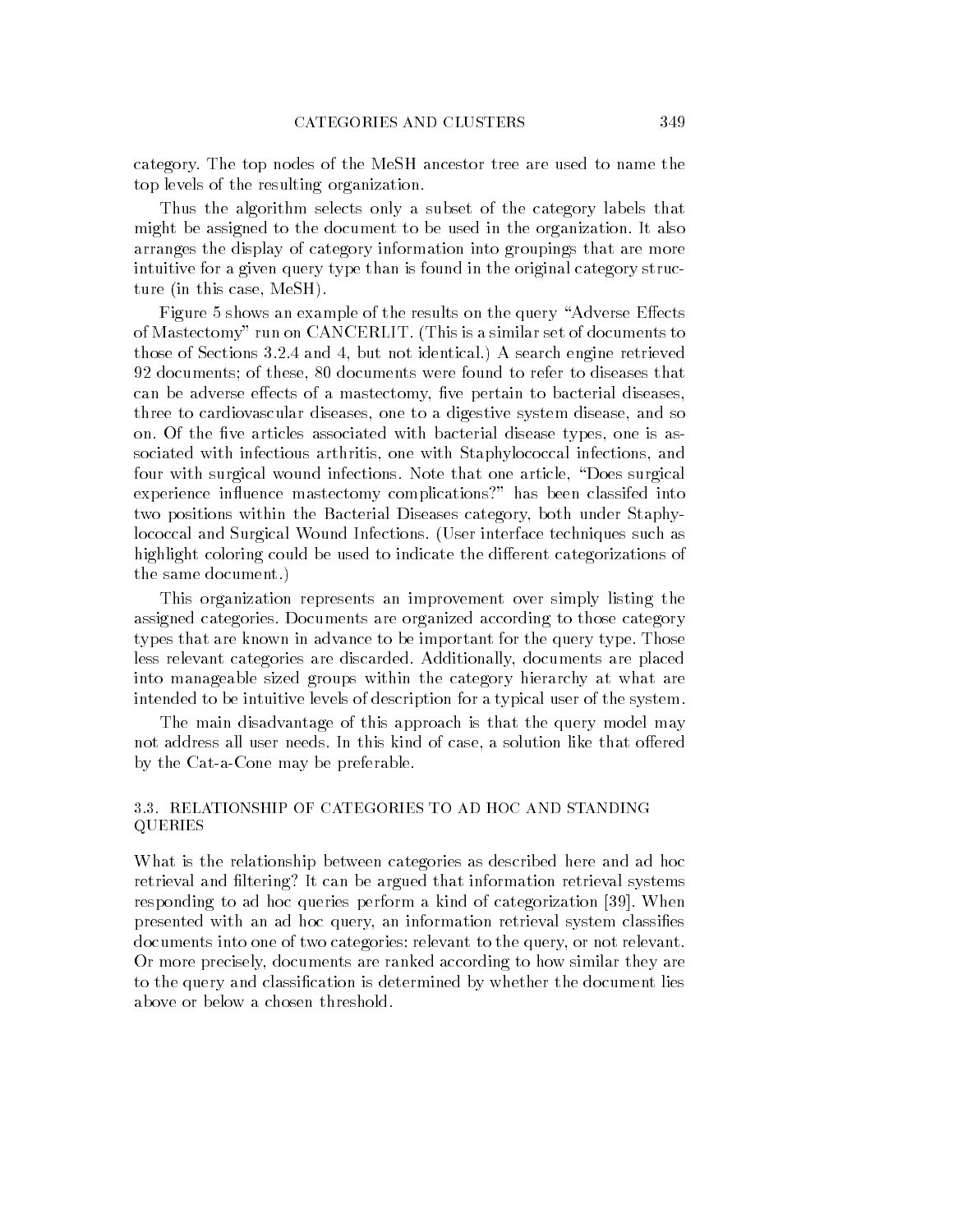category. The top nodes of the MeSH ancestor tree are used to name the top levels of the resulting organization.

Thus the algorithm selects only a subset of the category labels that might be assigned to the document to be used in the organization. It also arranges the display of category information into groupings that are more intuitive for a given query type than is found in the original category structure (in this case, MeSH).

Figure 5 shows an example of the results on the query "Adverse Effects of Mastectomy" run on CANCERLIT. (This is a similar set of documents to those of Sections 3.2.4 and 4, but not identical.) A search engine retrieved 92 documents; of these, 80 documents were found to refer to diseases that can be adverse effects of a mastectomy, five pertain to bacterial diseases, three to cardiovascular diseases, one to a digestive system disease, and so on. Of the five articles associated with bacterial disease types, one is associated with infectious arthritis, one with Staphylococcal infections, and four with surgical wound infections. Note that one article, "Does surgical experience influence mastectomy complications?" has been classifed into two positions within the Bacterial Diseases category, both under Staphylococcal and Surgical Wound Infections. (User interface techniques such as highlight coloring could be used to indicate the different categorizations of the same document.)

This organization represents an improvement over simply listing the assigned categories. Documents are organized according to those category types that are known in advance to be important for the query type. Those less relevant categories are discarded. Additionally, documents are placed into manageable sized groups within the category hierarchy at what are intended to be intuitive levels of description for a typical user of the system.

The main disadvantage of this approach is that the query model may not address all user needs. In this kind of case, a solution like that offered by the Cat-a-Cone may be preferable.

### 3.3. RELATIONSHIP OF CATEGORIES TO AD HOC AND STANDING QUERIES

What is the relationship between categories as described here and ad hoc retrieval and filtering? It can be argued that information retrieval systems responding to ad hoc queries perform a kind of categorization [39]. When presented with an ad hoc query, an information retrieval system classifies documents into one of two categories: relevant to the query, or not relevant. Or more precisely, documents are ranked according to how similar they are to the query and classification is determined by whether the document lies above or below a chosen threshold.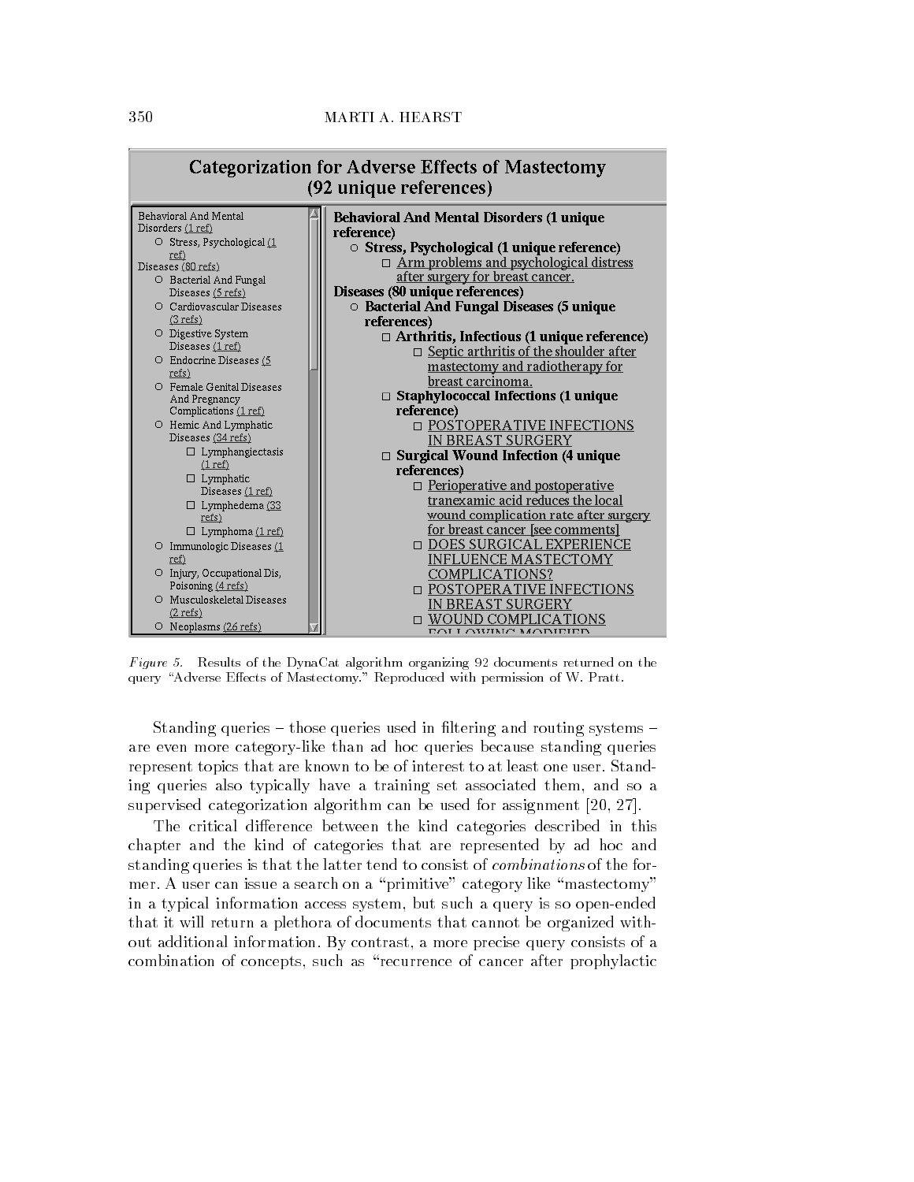Figure 5. Results of the DynaCat algorithm organizing 92 documents returned on the query "Adverse Effects of Mastectomy." Reproduced with permission of W. Pratt.

Standing queries – those queries used in filtering and routing systems – are even more category-like than ad hoc queries because standing queries represent topics that are known to be of interest to at least one user. Standing queries also typically have a training set associated them, and so a supervised categorization algorithm can be used for assignment [20, 27].

The critical difference between the kind categories described in this chapter and the kind of categories that are represented by ad hoc and standing queries is that the latter tend to consist of *combinations* of the former. A user can issue a search on a "primitive" category like "mastectomy" in a typical information access system, but such a query is so open-ended that it will return a plethora of documents that cannot be organized without additional information. By contrast, a more precise query consists of a combination of concepts, such as "recurrence of cancer after prophylactic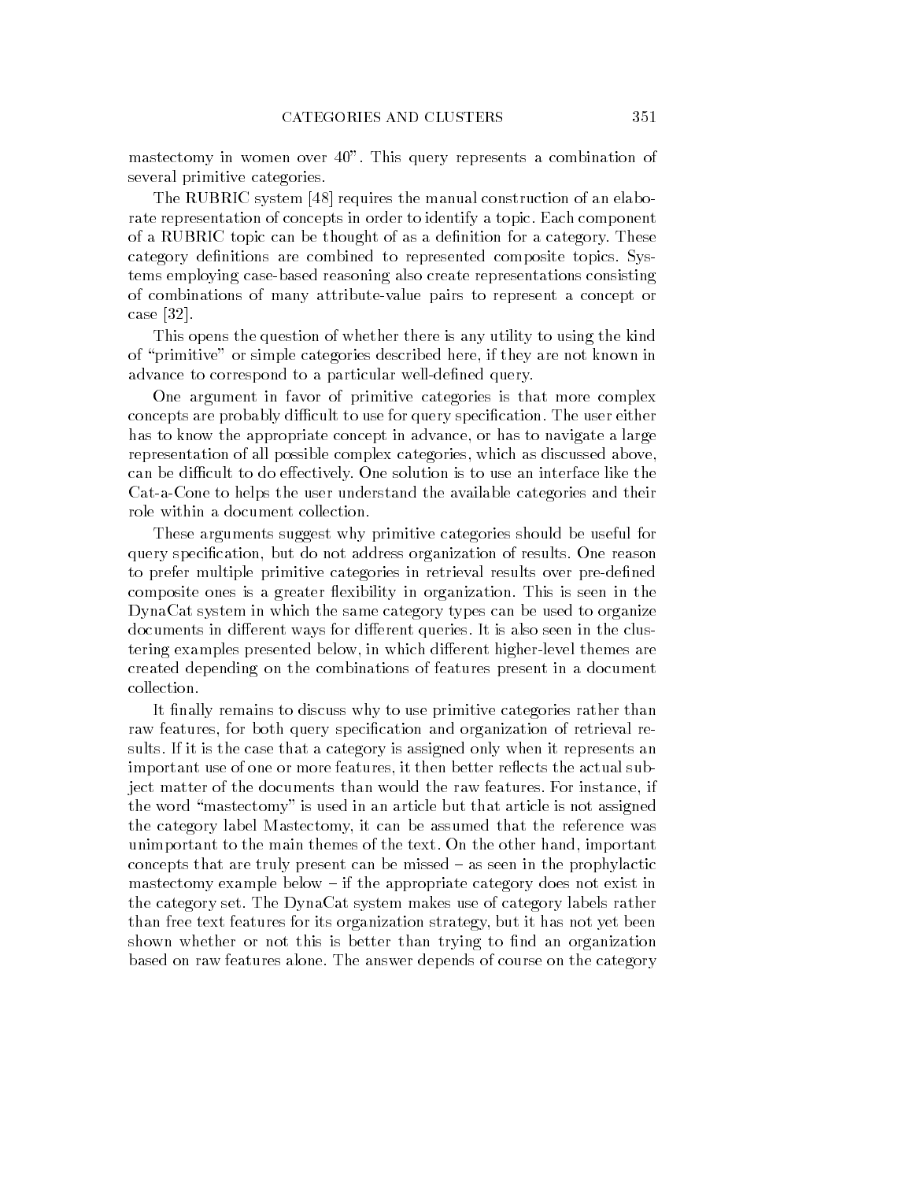mastectomy in women over 40". This query represents a combination of several primitive categories.

The RUBRIC system [48] requires the manual construction of an elaborate representation of concepts in order to identify a topic. Each component of a RUBRIC topic can be thought of as a definition for a category. These category definitions are combined to represented composite topics. Systems employing case-based reasoning also create representations consisting of combinations of many attribute-value pairs to represent a concept or case [32].

This opens the question of whether there is any utility to using the kind of "primitive" or simple categories described here, if they are not known in advance to correspond to a particular well-defined query.

One argument in favor of primitive categories is that more complex concepts are probably difficult to use for query specification. The user either has to know the appropriate concept in advance, or has to navigate a large representation of all possible complex categories, which as discussed above, can be difficult to do effectively. One solution is to use an interface like the Cat-a-Cone to helps the user understand the available categories and their role within a document collection.

These arguments suggest why primitive categories should be useful for query specification, but do not address organization of results. One reason to prefer multiple primitive categories in retrieval results over pre-defined composite ones is a greater flexibility in organization. This is seen in the DynaCat system in which the same category types can be used to organize documents in different ways for different queries. It is also seen in the clustering examples presented below, in which different higher-level themes are created depending on the combinations of features present in a document collection.

It finally remains to discuss why to use primitive categories rather than raw features, for both query specification and organization of retrieval results. If it is the case that a category is assigned only when it represents an important use of one or more features, it then better reflects the actual subject matter of the documents than would the raw features. For instance, if the word "mastectomy" is used in an article but that article is not assigned the category label Mastectomy, it can be assumed that the reference was unimportant to the main themes of the text. On the other hand, important concepts that are truly present can be missed – as seen in the prophylactic mastectomy example below – if the appropriate category does not exist in the category set. The DynaCat system makes use of category labels rather than free text features for its organization strategy, but it has not yet been shown whether or not this is better than trying to find an organization based on raw features alone. The answer depends of course on the category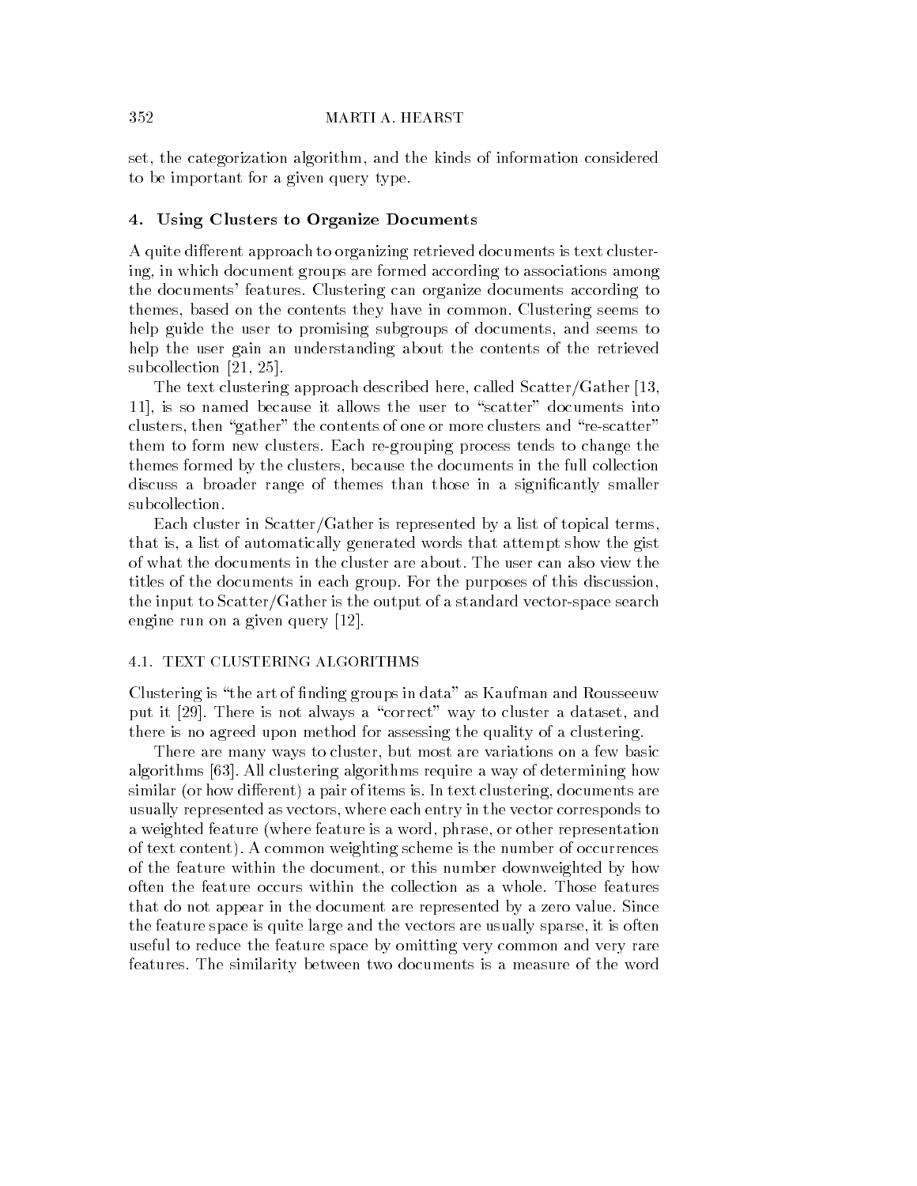set, the categorization algorithm, and the kinds of information considered to be important for a given query type.

## 4. Using Clusters to Organize Documents

A quite different approach to organizing retrieved documents is text clustering, in which document groups are formed according to associations among the documents' features. Clustering can organize documents according to themes, based on the contents they have in common. Clustering seems to help guide the user to promising subgroups of documents, and seems to help the user gain an understanding about the contents of the retrieved subcollection [21, 25].

The text clustering approach described here, called Scatter/Gather [13, 11], is so named because it allows the user to "scatter" documents into clusters, then "gather" the contents of one or more clusters and "re-scatter" them to form new clusters. Each re-grouping process tends to change the themes formed by the clusters, because the documents in the full collection discuss a broader range of themes than those in a significantly smaller subcollection.

Each cluster in Scatter/Gather is represented by a list of topical terms, that is, a list of automatically generated words that attempt show the gist of what the documents in the cluster are about. The user can also view the titles of the documents in each group. For the purposes of this discussion, the input to Scatter/Gather is the output of a standard vector-space search engine run on a given query [12].

### 4.1. TEXT CLUSTERING ALGORITHMS

Clustering is "the art of finding groups in data" as Kaufman and Rousseeuw put it [29]. There is not always a "correct" way to cluster a dataset, and there is no agreed upon method for assessing the quality of a clustering.

There are many ways to cluster, but most are variations on a few basic algorithms [63]. All clustering algorithms require a way of determining how similar (or how different) a pair of items is. In text clustering, documents are usually represented as vectors, where each entry in the vector corresponds to a weighted feature (where feature is a word, phrase, or other representation of text content). A common weighting scheme is the number of occurrences of the feature within the document, or this number downweighted by how often the feature occurs within the collection as a whole. Those features that do not appear in the document are represented by a zero value. Since the feature space is quite large and the vectors are usually sparse, it is often useful to reduce the feature space by omitting very common and very rare features. The similarity between two documents is a measure of the word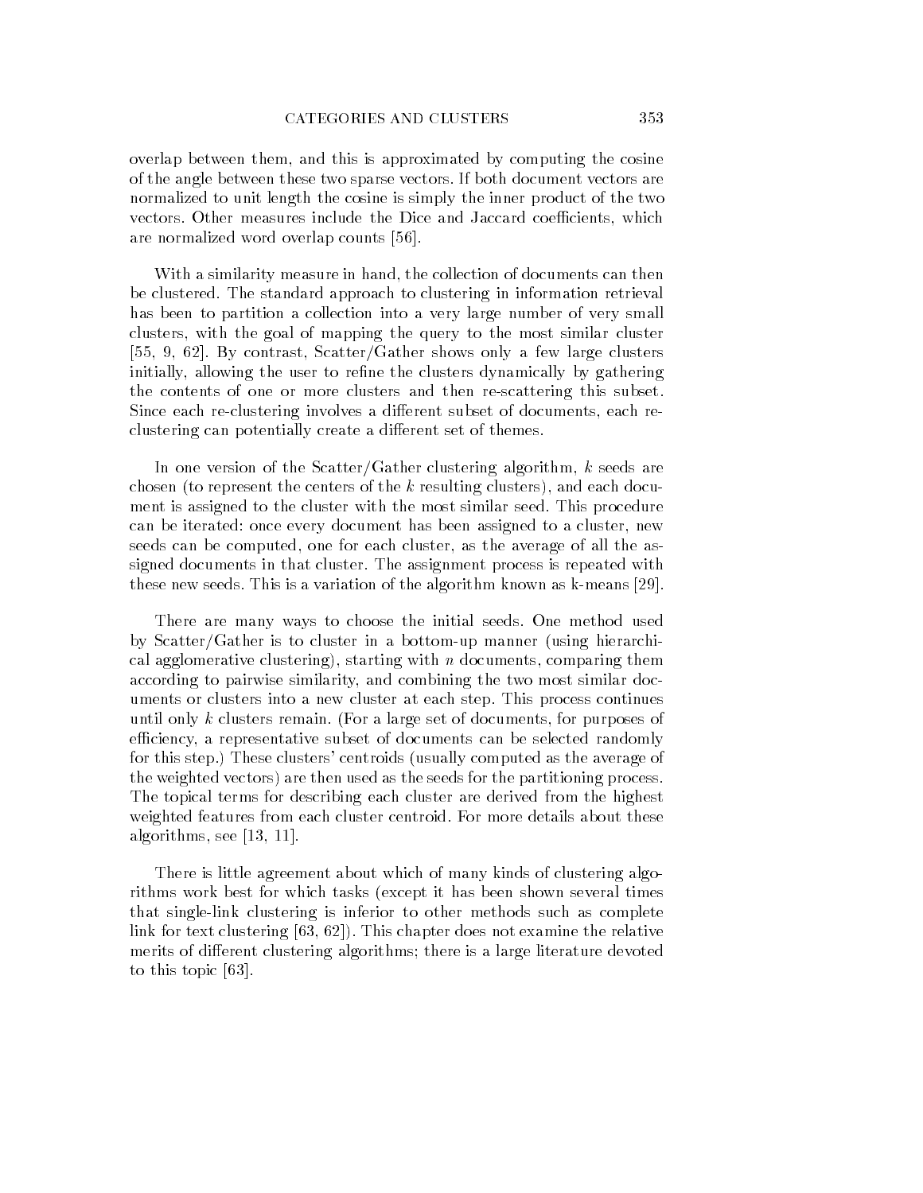overlap between them, and this is approximated by computing the cosine of the angle between these two sparse vectors. If both document vectors are normalized to unit length the cosine is simply the inner product of the two vectors. Other measures include the Dice and Jaccard coefficients, which are normalized word overlap counts [56].

With a similarity measure in hand, the collection of documents can then be clustered. The standard approach to clustering in information retrieval has been to partition a collection into a very large number of very small clusters, with the goal of mapping the query to the most similar cluster [55, 9, 62]. By contrast, Scatter/Gather shows only a few large clusters initially, allowing the user to refine the clusters dynamically by gathering the contents of one or more clusters and then re-scattering this subset. Since each re-clustering involves a different subset of documents, each re-clustering can potentially create a different set of themes.

In one version of the Scatter/Gather clustering algorithm, $k$ seeds are chosen (to represent the centers of the $k$ resulting clusters), and each document is assigned to the cluster with the most similar seed. This procedure can be iterated: once every document has been assigned to a cluster, new seeds can be computed, one for each cluster, as the average of all the assigned documents in that cluster. The assignment process is repeated with these new seeds. This is a variation of the algorithm known as k-means [29].

There are many ways to choose the initial seeds. One method used by Scatter/Gather is to cluster in a bottom-up manner (using hierarchical agglomerative clustering), starting with $n$ documents, comparing them according to pairwise similarity, and combining the two most similar documents or clusters into a new cluster at each step. This process continues until only $k$ clusters remain. (For a large set of documents, for purposes of efficiency, a representative subset of documents can be selected randomly for this step.) These clusters' centroids (usually computed as the average of the weighted vectors) are then used as the seeds for the partitioning process. The topical terms for describing each cluster are derived from the highest weighted features from each cluster centroid. For more details about these algorithms, see [13, 11].

There is little agreement about which of many kinds of clustering algorithms work best for which tasks (except it has been shown several times that single-link clustering is inferior to other methods such as complete link for text clustering [63, 62]). This chapter does not examine the relative merits of different clustering algorithms; there is a large literature devoted to this topic [63].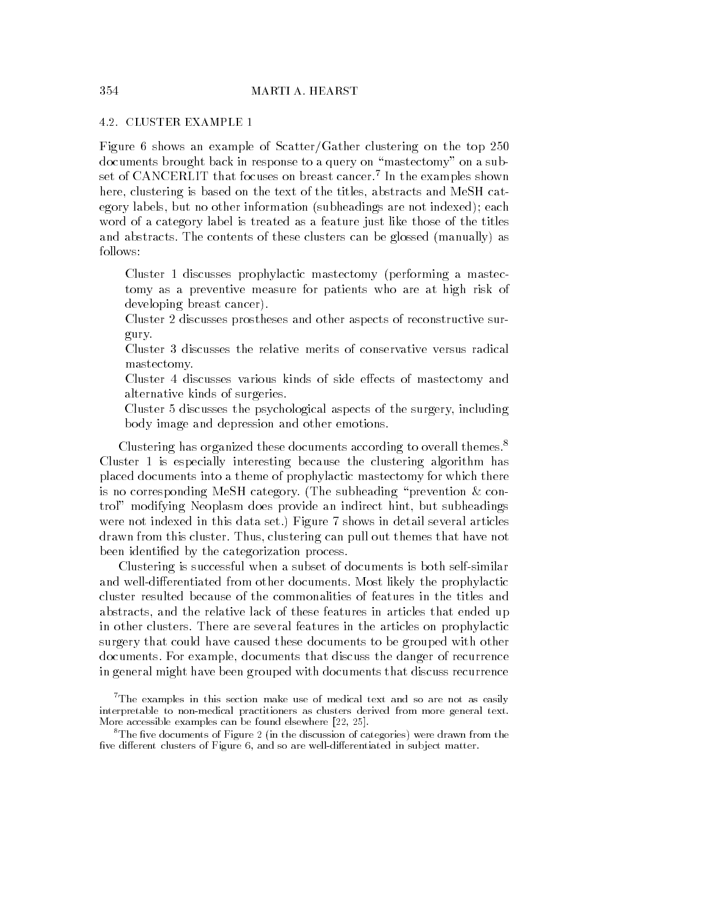### 4.2. CLUSTER EXAMPLE 1

Figure 6 shows an example of Scatter/Gather clustering on the top 250 documents brought back in response to a query on "mastectomy" on a subset of CANCERLIT that focuses on breast cancer.[7] In the examples shown here, clustering is based on the text of the titles, abstracts and MeSH category labels, but no other information (subheadings are not indexed); each word of a category label is treated as a feature just like those of the titles and abstracts. The contents of these clusters can be glossed (manually) as follows:

> Cluster 1 discusses prophylactic mastectomy (performing a mastectomy as a preventive measure for patients who are at high risk of developing breast cancer).
>
> Cluster 2 discusses prostheses and other aspects of reconstructive surgury.
>
> Cluster 3 discusses the relative merits of conservative versus radical mastectomy.
>
> Cluster 4 discusses various kinds of side effects of mastectomy and alternative kinds of surgeries.
>
> Cluster 5 discusses the psychological aspects of the surgery, including body image and depression and other emotions.

Clustering has organized these documents according to overall themes.[8] Cluster 1 is especially interesting because the clustering algorithm has placed documents into a theme of prophylactic mastectomy for which there is no corresponding MeSH category. (The subheading "prevention & control" modifying Neoplasm does provide an indirect hint, but subheadings were not indexed in this data set.) Figure 7 shows in detail several articles drawn from this cluster. Thus, clustering can pull out themes that have not been identified by the categorization process.

Clustering is successful when a subset of documents is both self-similar and well-differentiated from other documents. Most likely the prophylactic cluster resulted because of the commonalities of features in the titles and abstracts, and the relative lack of these features in articles that ended up in other clusters. There are several features in the articles on prophylactic surgery that could have caused these documents to be grouped with other documents. For example, documents that discuss the danger of recurrence in general might have been grouped with documents that discuss recurrence

[7] The examples in this section make use of medical text and so are not as easily interpretable to non-medical practitioners as clusters derived from more general text. More accessible examples can be found elsewhere [22, 25].

[8] The five documents of Figure 2 (in the discussion of categories) were drawn from the five different clusters of Figure 6, and so are well-differentiated in subject matter.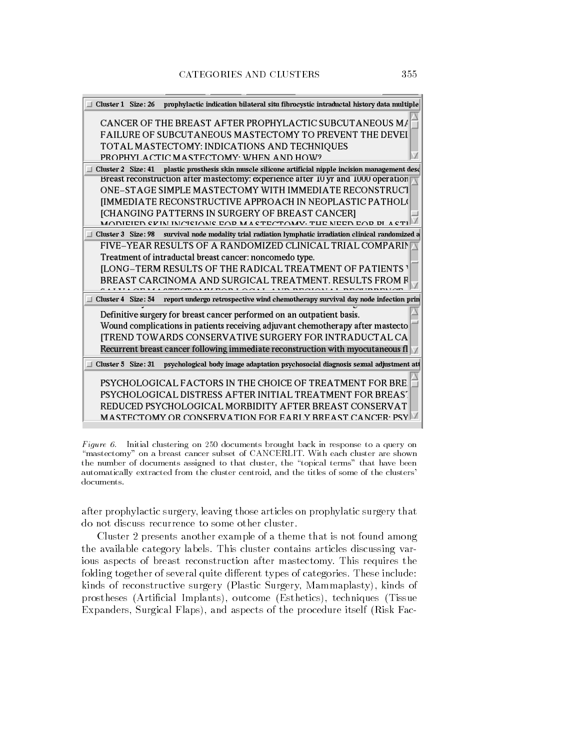Cluster 1 Size: 26 prophylactic indication bilateral situ fibrocystic intraductal history data multiple

CANCER OF THE BREAST AFTER PROPHYLACTIC SUBCUTANEOUS MA
FAILURE OF SUBCUTANEOUS MASTECTOMY TO PREVENT THE DEVEL
TOTAL MASTECTOMY: INDICATIONS AND TECHNIQUES
PROPHYLACTIC MASTECTOMY: WHEN AND HOW?

Cluster 2 Size: 41 plastic prosthesis skin muscle silicone artificial nipple incision management desc

Breast reconstruction after mastectomy: experience after 10 yr and 1000 operation
ONE-STAGE SIMPLE MASTECTOMY WITH IMMEDIATE RECONSTRUCT
[IMMEDIATE RECONSTRUCTIVE APPROACH IN NEOPLASTIC PATHOL
[CHANGING PATTERNS IN SURGERY OF BREAST CANCER]
MODIFIED SKIN INCISIONS FOR MASTECTOMY: THE NEED FOR PLASTI

Cluster 3 Size: 98 survival node modality trial radiation lymphatic irradiation clinical randomized a

FIVE-YEAR RESULTS OF A RANDOMIZED CLINICAL TRIAL COMPARIN
Treatment of intraductal breast cancer: noncomedo type.
[LONG-TERM RESULTS OF THE RADICAL TREATMENT OF PATIENTS W
BREAST CARCINOMA AND SURGICAL TREATMENT. RESULTS FROM R

Cluster 4 Size: 54 report undergo retrospective wind chemotherapy survival day node infection prin

Definitive surgery for breast cancer performed on an outpatient basis.
Wound complications in patients receiving adjuvant chemotherapy after mastecto
[TREND TOWARDS CONSERVATIVE SURGERY FOR INTRADUCTAL CA
Recurrent breast cancer following immediate reconstruction with myocutaneous fl

Cluster 5 Size: 31 psychological body image adaptation psychosocial diagnosis sexual adjustment att

PSYCHOLOGICAL FACTORS IN THE CHOICE OF TREATMENT FOR BRE
PSYCHOLOGICAL DISTRESS AFTER INITIAL TREATMENT FOR BREAST
REDUCED PSYCHOLOGICAL MORBIDITY AFTER BREAST CONSERVAT
MASTECTOMY OR CONSERVATION FOR EARLY BREAST CANCER: PSY

*Figure 6.* Initial clustering on 250 documents brought back in response to a query on "mastectomy" on a breast cancer subset of CANCERLIT. With each cluster are shown the number of documents assigned to that cluster, the "topical terms" that have been automatically extracted from the cluster centroid, and the titles of some of the clusters' documents.

after prophylactic surgery, leaving those articles on prophylatic surgery that do not discuss recurrence to some other cluster.

Cluster 2 presents another example of a theme that is not found among the available category labels. This cluster contains articles discussing various aspects of breast reconstruction after mastectomy. This requires the folding together of several quite different types of categories. These include: kinds of reconstructive surgery (Plastic Surgery, Mammaplasty), kinds of prostheses (Artificial Implants), outcome (Esthetics), techniques (Tissue Expanders, Surgical Flaps), and aspects of the procedure itself (Risk Fac-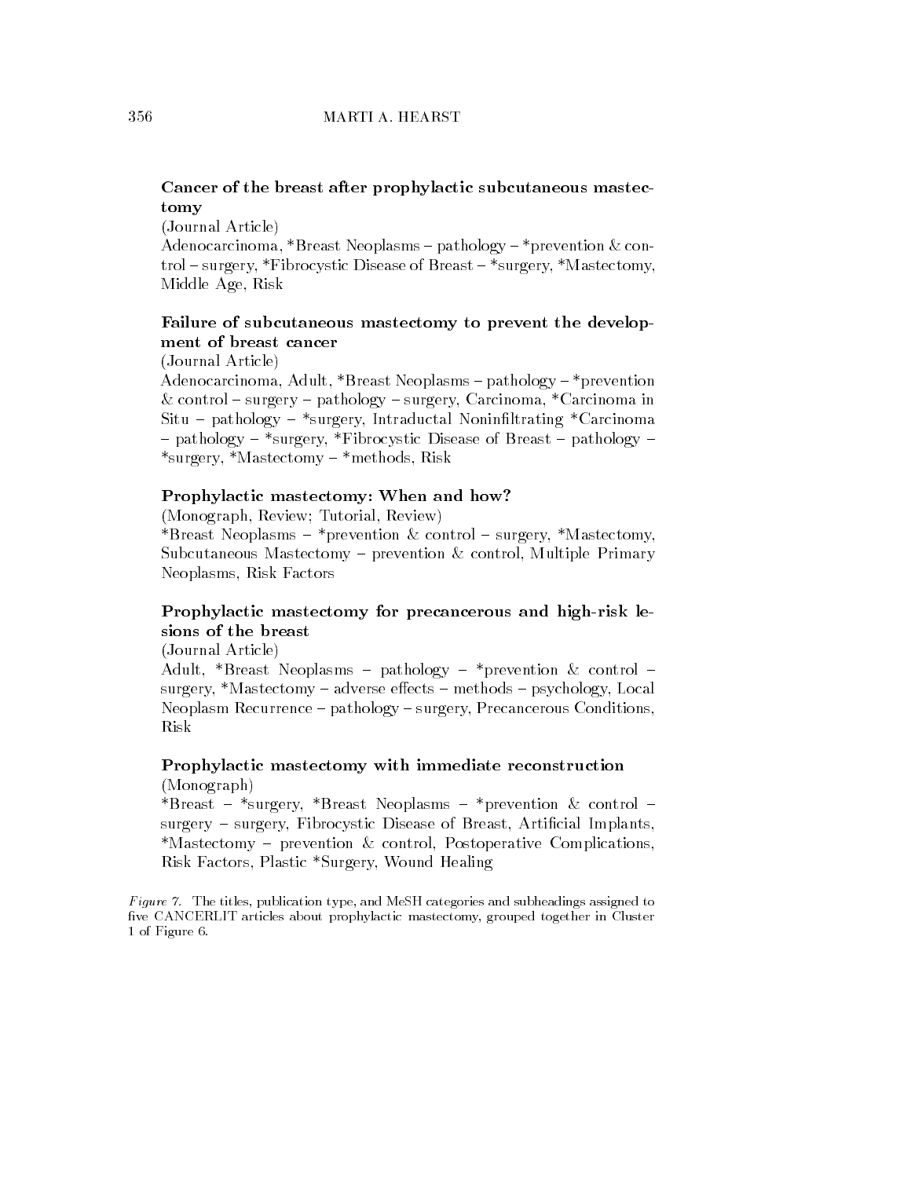**Cancer of the breast after prophylactic subcutaneous mastectomy**

(Journal Article)

Adenocarcinoma, *Breast Neoplasms – pathology – *prevention & control – surgery, *Fibrocystic Disease of Breast – *surgery, *Mastectomy, Middle Age, Risk

**Failure of subcutaneous mastectomy to prevent the development of breast cancer**

(Journal Article)

Adenocarcinoma, Adult, *Breast Neoplasms – pathology – *prevention & control – surgery – pathology – surgery, Carcinoma, *Carcinoma in Situ – pathology – *surgery, Intraductal Noninfiltrating *Carcinoma – pathology – *surgery, *Fibrocystic Disease of Breast – pathology – *surgery, *Mastectomy – *methods, Risk

**Prophylactic mastectomy: When and how?**

(Monograph, Review; Tutorial, Review)

*Breast Neoplasms – *prevention & control – surgery, *Mastectomy, Subcutaneous Mastectomy – prevention & control, Multiple Primary Neoplasms, Risk Factors

**Prophylactic mastectomy for precancerous and high-risk lesions of the breast**

(Journal Article)

Adult, *Breast Neoplasms – pathology – *prevention & control – surgery, *Mastectomy – adverse effects – methods – psychology, Local Neoplasm Recurrence – pathology – surgery, Precancerous Conditions, Risk

**Prophylactic mastectomy with immediate reconstruction**

(Monograph)

*Breast – *surgery, *Breast Neoplasms – *prevention & control – surgery – surgery, Fibrocystic Disease of Breast, Artificial Implants, *Mastectomy – prevention & control, Postoperative Complications, Risk Factors, Plastic *Surgery, Wound Healing

*Figure 7.* The titles, publication type, and MeSH categories and subheadings assigned to five CANCERLIT articles about prophylactic mastectomy, grouped together in Cluster 1 of Figure 6.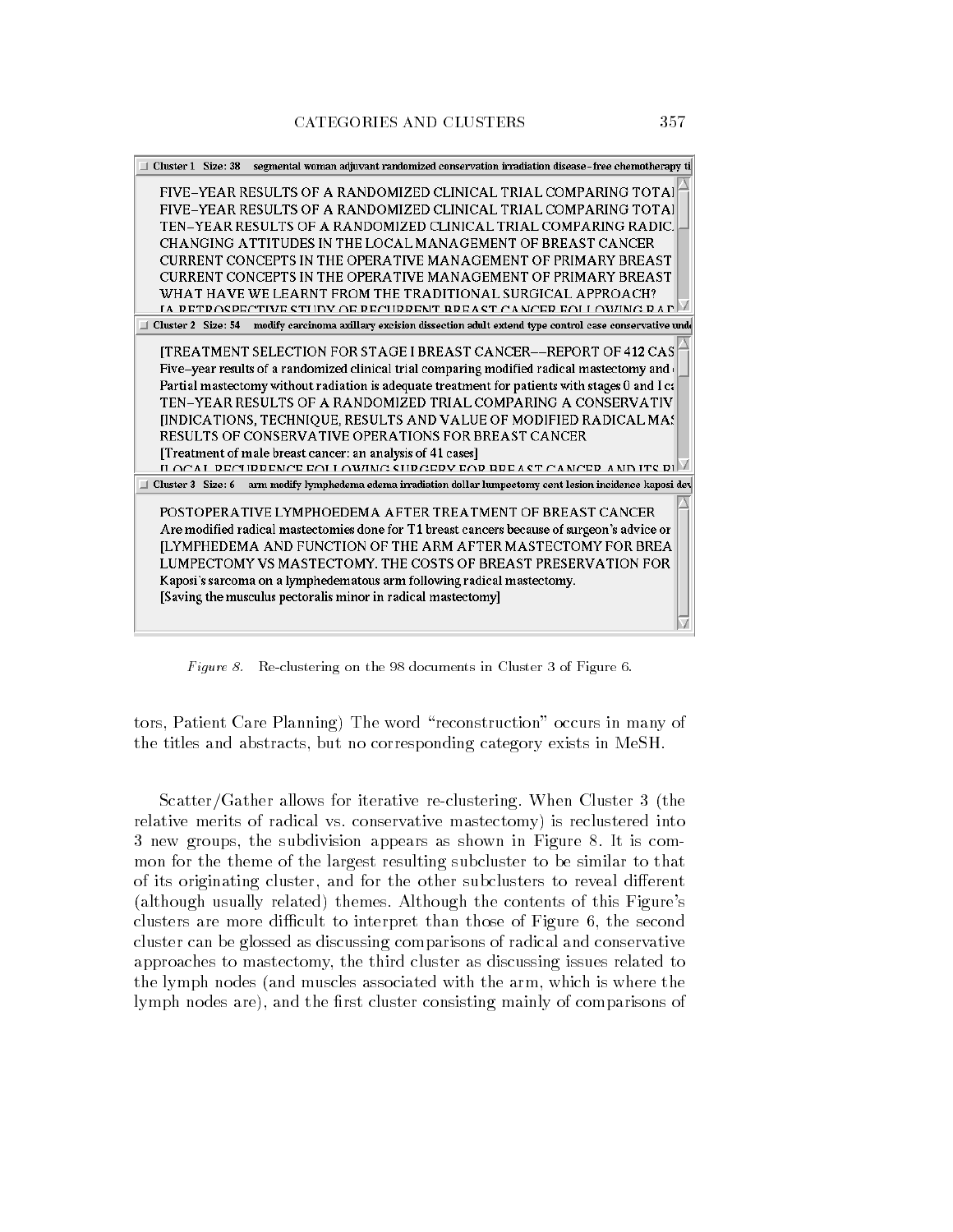Cluster 1 Size: 38 segmental woman adjuvant randomized conservation irradiation disease-free chemotherapy ti

FIVE–YEAR RESULTS OF A RANDOMIZED CLINICAL TRIAL COMPARING TOTAI
FIVE–YEAR RESULTS OF A RANDOMIZED CLINICAL TRIAL COMPARING TOTAI
TEN–YEAR RESULTS OF A RANDOMIZED CLINICAL TRIAL COMPARING RADIC.
CHANGING ATTITUDES IN THE LOCAL MANAGEMENT OF BREAST CANCER
CURRENT CONCEPTS IN THE OPERATIVE MANAGEMENT OF PRIMARY BREAST
CURRENT CONCEPTS IN THE OPERATIVE MANAGEMENT OF PRIMARY BREAST
WHAT HAVE WE LEARNT FROM THE TRADITIONAL SURGICAL APPROACH?
[A RETROSPECTIVE STUDY OF RECURRENT BREAST CANCER FOLLOWING RAD

Cluster 2 Size: 54 modify carcinoma axillary excision dissection adult extend type control case conservative und

[TREATMENT SELECTION FOR STAGE I BREAST CANCER––REPORT OF 412 CAS
Five–year results of a randomized clinical trial comparing modified radical mastectomy and
Partial mastectomy without radiation is adequate treatment for patients with stages 0 and I ca
TEN–YEAR RESULTS OF A RANDOMIZED TRIAL COMPARING A CONSERVATIV
[INDICATIONS, TECHNIQUE, RESULTS AND VALUE OF MODIFIED RADICAL MAS
RESULTS OF CONSERVATIVE OPERATIONS FOR BREAST CANCER
[Treatment of male breast cancer: an analysis of 41 cases]
[LOCAL RECURRENCE FOLLOWING SURGERY FOR BREAST CANCER AND ITS RI

Cluster 3 Size: 6 arm modify lymphedema edema irradiation dollar lumpectomy cent lesion incidence kaposi dev

POSTOPERATIVE LYMPHOEDEMA AFTER TREATMENT OF BREAST CANCER
Are modified radical mastectomies done for T1 breast cancers because of surgeon's advice or
[LYMPHEDEMA AND FUNCTION OF THE ARM AFTER MASTECTOMY FOR BREA
LUMPECTOMY VS MASTECTOMY. THE COSTS OF BREAST PRESERVATION FOR
Kaposi's sarcoma on a lymphedematous arm following radical mastectomy.
[Saving the musculus pectoralis minor in radical mastectomy]

*Figure 8.* Re-clustering on the 98 documents in Cluster 3 of Figure 6.

tors, Patient Care Planning) The word "reconstruction" occurs in many of the titles and abstracts, but no corresponding category exists in MeSH.

Scatter/Gather allows for iterative re-clustering. When Cluster 3 (the relative merits of radical vs. conservative mastectomy) is reclustered into 3 new groups, the subdivision appears as shown in Figure 8. It is common for the theme of the largest resulting subcluster to be similar to that of its originating cluster, and for the other subclusters to reveal different (although usually related) themes. Although the contents of this Figure's clusters are more difficult to interpret than those of Figure 6, the second cluster can be glossed as discussing comparisons of radical and conservative approaches to mastectomy, the third cluster as discussing issues related to the lymph nodes (and muscles associated with the arm, which is where the lymph nodes are), and the first cluster consisting mainly of comparisons of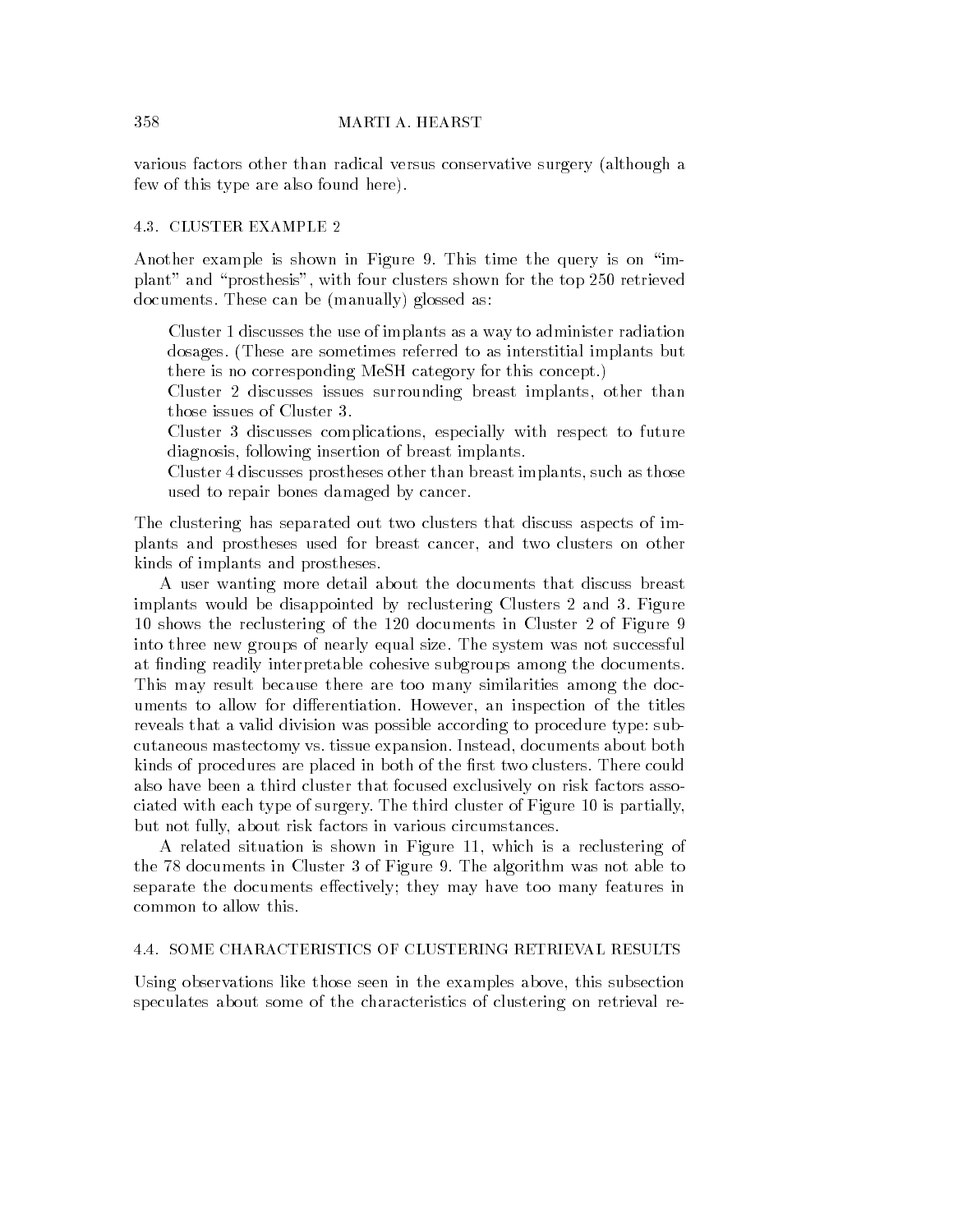various factors other than radical versus conservative surgery (although a few of this type are also found here).

### 4.3. CLUSTER EXAMPLE 2

Another example is shown in Figure 9. This time the query is on "implant" and "prosthesis", with four clusters shown for the top 250 retrieved documents. These can be (manually) glossed as:

> Cluster 1 discusses the use of implants as a way to administer radiation dosages. (These are sometimes referred to as interstitial implants but there is no corresponding MeSH category for this concept.)
>
> Cluster 2 discusses issues surrounding breast implants, other than those issues of Cluster 3.
>
> Cluster 3 discusses complications, especially with respect to future diagnosis, following insertion of breast implants.
>
> Cluster 4 discusses prostheses other than breast implants, such as those used to repair bones damaged by cancer.

The clustering has separated out two clusters that discuss aspects of implants and prostheses used for breast cancer, and two clusters on other kinds of implants and prostheses.

A user wanting more detail about the documents that discuss breast implants would be disappointed by reclustering Clusters 2 and 3. Figure 10 shows the reclustering of the 120 documents in Cluster 2 of Figure 9 into three new groups of nearly equal size. The system was not successful at finding readily interpretable cohesive subgroups among the documents. This may result because there are too many similarities among the documents to allow for differentiation. However, an inspection of the titles reveals that a valid division was possible according to procedure type: subcutaneous mastectomy vs. tissue expansion. Instead, documents about both kinds of procedures are placed in both of the first two clusters. There could also have been a third cluster that focused exclusively on risk factors associated with each type of surgery. The third cluster of Figure 10 is partially, but not fully, about risk factors in various circumstances.

A related situation is shown in Figure 11, which is a reclustering of the 78 documents in Cluster 3 of Figure 9. The algorithm was not able to separate the documents effectively; they may have too many features in common to allow this.

### 4.4. SOME CHARACTERISTICS OF CLUSTERING RETRIEVAL RESULTS

Using observations like those seen in the examples above, this subsection speculates about some of the characteristics of clustering on retrieval re-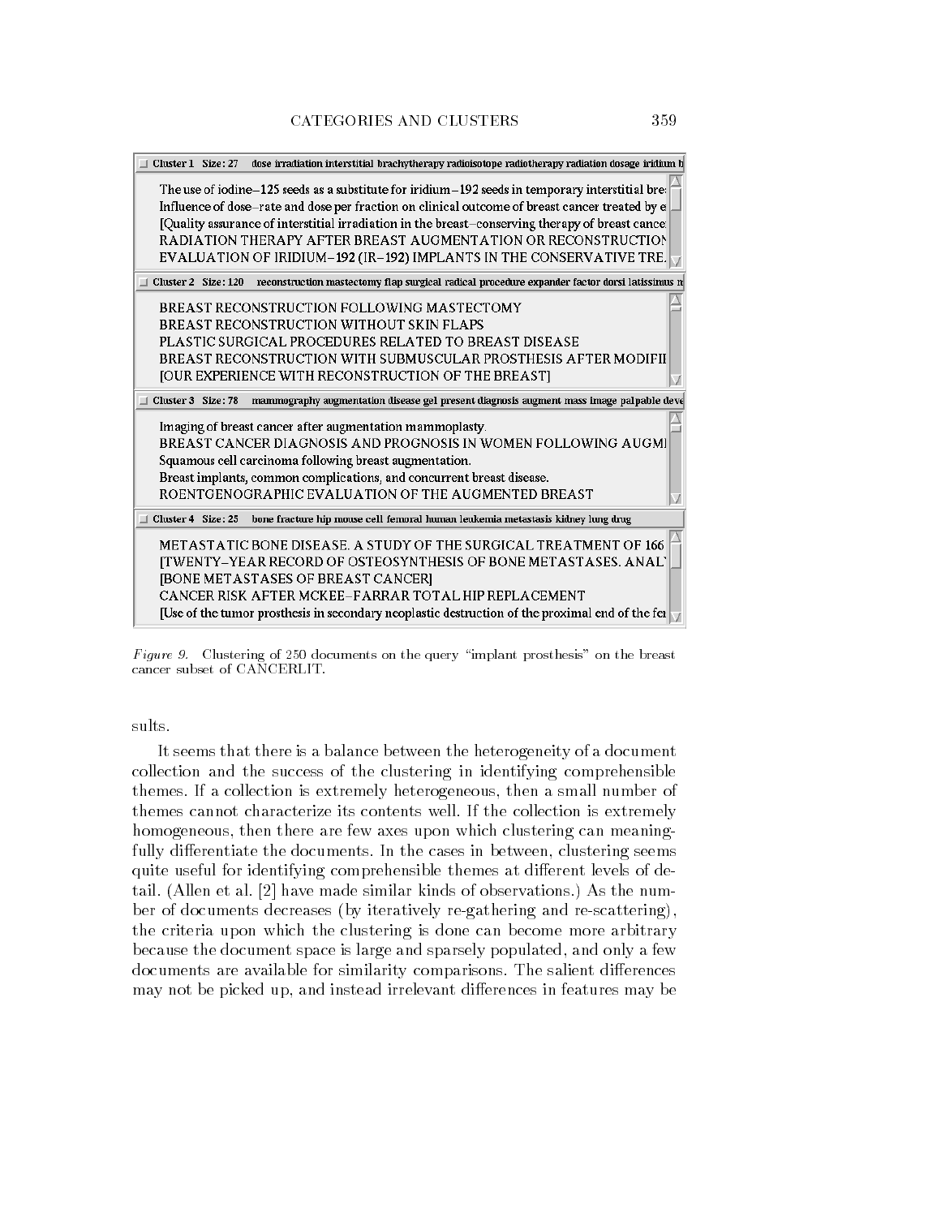| Cluster 1 Size: 27 dose irradiation interstitial brachytherapy radioisotope radiotherapy radiation dosage iridium b |
|---|
| The use of iodine–125 seeds as a substitute for iridium–192 seeds in temporary interstitial bre |
| Influence of dose–rate and dose per fraction on clinical outcome of breast cancer treated by e |
| [Quality assurance of interstitial irradiation in the breast–conserving therapy of breast cance |
| RADIATION THERAPY AFTER BREAST AUGMENTATION OR RECONSTRUCTION |
| EVALUATION OF IRIDIUM–192 (IR–192) IMPLANTS IN THE CONSERVATIVE TRE. |

| Cluster 2 Size: 120 reconstruction mastectomy flap surgical radical procedure expander factor dorsi latissimus m |
|---|
| BREAST RECONSTRUCTION FOLLOWING MASTECTOMY |
| BREAST RECONSTRUCTION WITHOUT SKIN FLAPS |
| PLASTIC SURGICAL PROCEDURES RELATED TO BREAST DISEASE |
| BREAST RECONSTRUCTION WITH SUBMUSCULAR PROSTHESIS AFTER MODIFII |
| [OUR EXPERIENCE WITH RECONSTRUCTION OF THE BREAST] |

| Cluster 3 Size: 78 mammography augmentation disease gel present diagnosis augment mass image palpable deve |
|---|
| Imaging of breast cancer after augmentation mammoplasty. |
| BREAST CANCER DIAGNOSIS AND PROGNOSIS IN WOMEN FOLLOWING AUGMI |
| Squamous cell carcinoma following breast augmentation. |
| Breast implants, common complications, and concurrent breast disease. |
| ROENTGENOGRAPHIC EVALUATION OF THE AUGMENTED BREAST |

| Cluster 4 Size: 25 bone fracture hip mouse cell femoral human leukemia metastasis kidney lung drug |
|---|
| METASTATIC BONE DISEASE. A STUDY OF THE SURGICAL TREATMENT OF 166 |
| [TWENTY–YEAR RECORD OF OSTEOSYNTHESIS OF BONE METASTASES. ANAL |
| [BONE METASTASES OF BREAST CANCER] |
| CANCER RISK AFTER MCKEE–FARRAR TOTAL HIP REPLACEMENT |
| [Use of the tumor prosthesis in secondary neoplastic destruction of the proximal end of the fe |

*Figure 9.* Clustering of 250 documents on the query "implant prosthesis" on the breast cancer subset of CANCERLIT.

sults.

It seems that there is a balance between the heterogeneity of a document collection and the success of the clustering in identifying comprehensible themes. If a collection is extremely heterogeneous, then a small number of themes cannot characterize its contents well. If the collection is extremely homogeneous, then there are few axes upon which clustering can meaningfully differentiate the documents. In the cases in between, clustering seems quite useful for identifying comprehensible themes at different levels of detail. (Allen et al. [2] have made similar kinds of observations.) As the number of documents decreases (by iteratively re-gathering and re-scattering), the criteria upon which the clustering is done can become more arbitrary because the document space is large and sparsely populated, and only a few documents are available for similarity comparisons. The salient differences may not be picked up, and instead irrelevant differences in features may be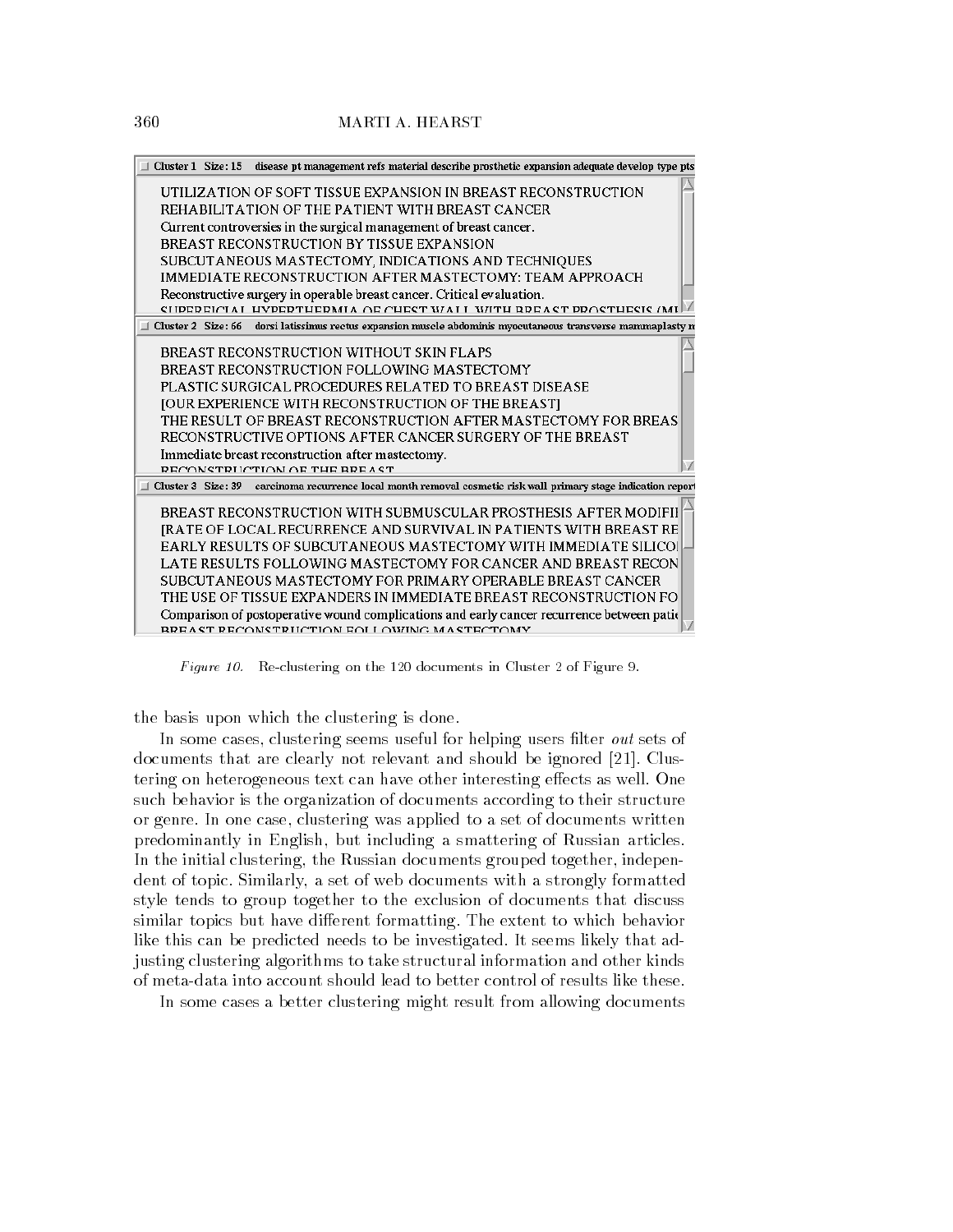*Figure 10.* Re-clustering on the 120 documents in Cluster 2 of Figure 9.

the basis upon which the clustering is done.

In some cases, clustering seems useful for helping users filter *out* sets of documents that are clearly not relevant and should be ignored [21]. Clustering on heterogeneous text can have other interesting effects as well. One such behavior is the organization of documents according to their structure or genre. In one case, clustering was applied to a set of documents written predominantly in English, but including a smattering of Russian articles. In the initial clustering, the Russian documents grouped together, independent of topic. Similarly, a set of web documents with a strongly formatted style tends to group together to the exclusion of documents that discuss similar topics but have different formatting. The extent to which behavior like this can be predicted needs to be investigated. It seems likely that adjusting clustering algorithms to take structural information and other kinds of meta-data into account should lead to better control of results like these.

In some cases a better clustering might result from allowing documents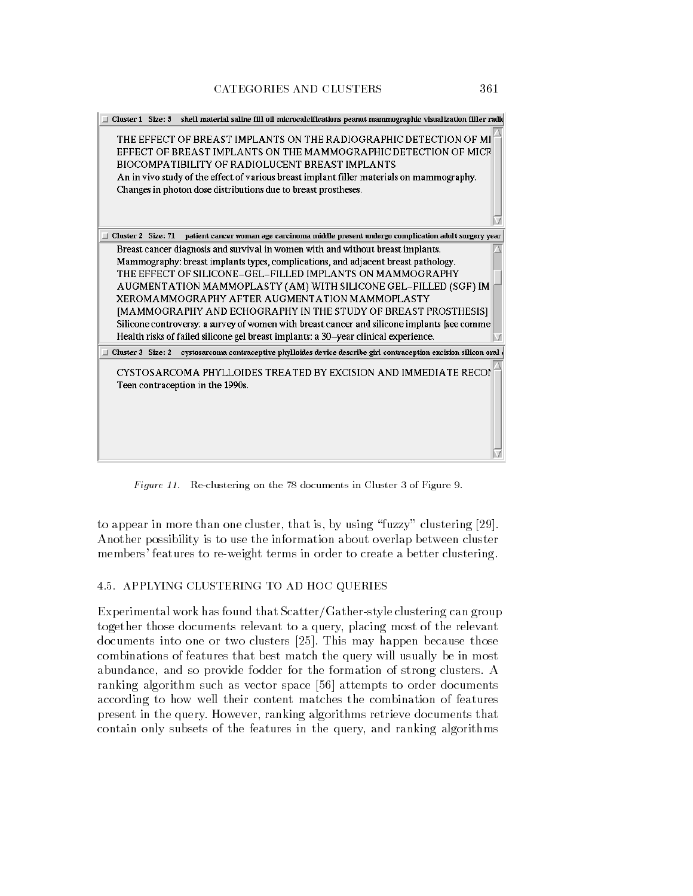Cluster 1 Size: 5 shell material saline fill oil microcalcifications peanut mammographic visualization filler radi

THE EFFECT OF BREAST IMPLANTS ON THE RADIOGRAPHIC DETECTION OF MI
EFFECT OF BREAST IMPLANTS ON THE MAMMOGRAPHIC DETECTION OF MICR
BIOCOMPATIBILITY OF RADIOLUCENT BREAST IMPLANTS
An in vivo study of the effect of various breast implant filler materials on mammography.
Changes in photon dose distributions due to breast prostheses.

Cluster 2 Size: 71 patient cancer woman age carcinoma middle present undergo complication adult surgery year

Breast cancer diagnosis and survival in women with and without breast implants.
Mammography: breast implants types, complications, and adjacent breast pathology.
THE EFFECT OF SILICONE–GEL–FILLED IMPLANTS ON MAMMOGRAPHY
AUGMENTATION MAMMOPLASTY (AM) WITH SILICONE GEL–FILLED (SGF) IM
XEROMAMMOGRAPHY AFTER AUGMENTATION MAMMOPLASTY
[MAMMOGRAPHY AND ECHOGRAPHY IN THE STUDY OF BREAST PROSTHESIS]
Silicone controversy: a survey of women with breast cancer and silicone implants [see comme
Health risks of failed silicone gel breast implants: a 30–year clinical experience.

Cluster 3 Size: 2 cystosarcoma contraceptive phylloides device describe girl contraception excision silicon oral

CYSTOSARCOMA PHYLLOIDES TREATED BY EXCISION AND IMMEDIATE RECON
Teen contraception in the 1990s.

*Figure 11.* Re-clustering on the 78 documents in Cluster 3 of Figure 9.

to appear in more than one cluster, that is, by using "fuzzy" clustering [29]. Another possibility is to use the information about overlap between cluster members' features to re-weight terms in order to create a better clustering.

### 4.5. APPLYING CLUSTERING TO AD HOC QUERIES

Experimental work has found that Scatter/Gather-style clustering can group together those documents relevant to a query, placing most of the relevant documents into one or two clusters [25]. This may happen because those combinations of features that best match the query will usually be in most abundance, and so provide fodder for the formation of strong clusters. A ranking algorithm such as vector space [56] attempts to order documents according to how well their content matches the combination of features present in the query. However, ranking algorithms retrieve documents that contain only subsets of the features in the query, and ranking algorithms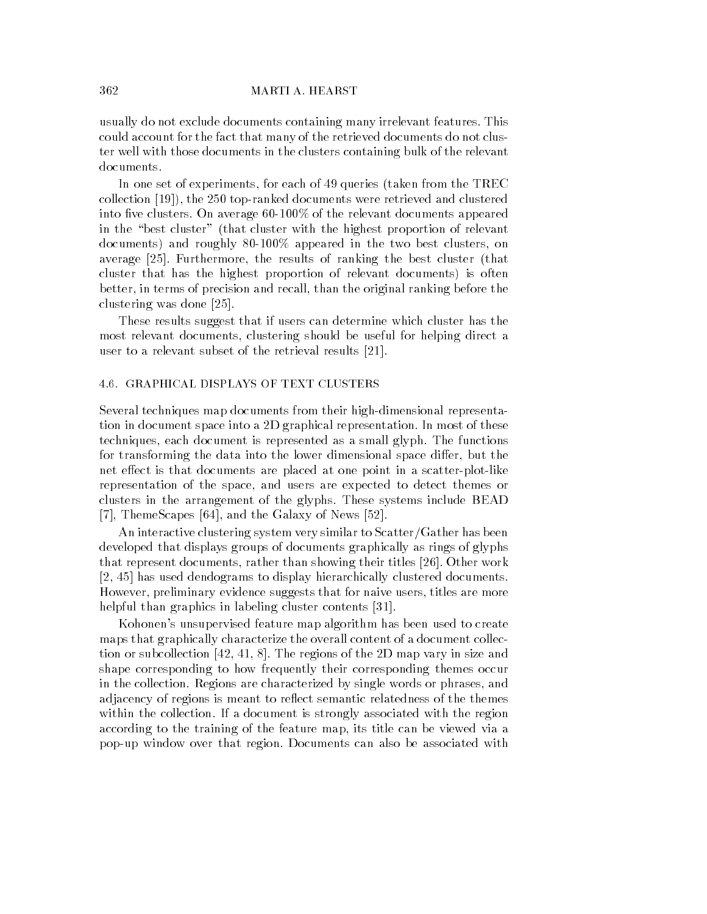usually do not exclude documents containing many irrelevant features. This could account for the fact that many of the retrieved documents do not cluster well with those documents in the clusters containing bulk of the relevant documents.

In one set of experiments, for each of 49 queries (taken from the TREC collection [19]), the 250 top-ranked documents were retrieved and clustered into five clusters. On average 60-100% of the relevant documents appeared in the "best cluster" (that cluster with the highest proportion of relevant documents) and roughly 80-100% appeared in the two best clusters, on average [25]. Furthermore, the results of ranking the best cluster (that cluster that has the highest proportion of relevant documents) is often better, in terms of precision and recall, than the original ranking before the clustering was done [25].

These results suggest that if users can determine which cluster has the most relevant documents, clustering should be useful for helping direct a user to a relevant subset of the retrieval results [21].

### 4.6. GRAPHICAL DISPLAYS OF TEXT CLUSTERS

Several techniques map documents from their high-dimensional representation in document space into a 2D graphical representation. In most of these techniques, each document is represented as a small glyph. The functions for transforming the data into the lower dimensional space differ, but the net effect is that documents are placed at one point in a scatter-plot-like representation of the space, and users are expected to detect themes or clusters in the arrangement of the glyphs. These systems include BEAD [7], ThemeScapes [64], and the Galaxy of News [52].

An interactive clustering system very similar to Scatter/Gather has been developed that displays groups of documents graphically as rings of glyphs that represent documents, rather than showing their titles [26]. Other work [2, 45] has used dendograms to display hierarchically clustered documents. However, preliminary evidence suggests that for naive users, titles are more helpful than graphics in labeling cluster contents [31].

Kohonen's unsupervised feature map algorithm has been used to create maps that graphically characterize the overall content of a document collection or subcollection [42, 41, 8]. The regions of the 2D map vary in size and shape corresponding to how frequently their corresponding themes occur in the collection. Regions are characterized by single words or phrases, and adjacency of regions is meant to reflect semantic relatedness of the themes within the collection. If a document is strongly associated with the region according to the training of the feature map, its title can be viewed via a pop-up window over that region. Documents can also be associated with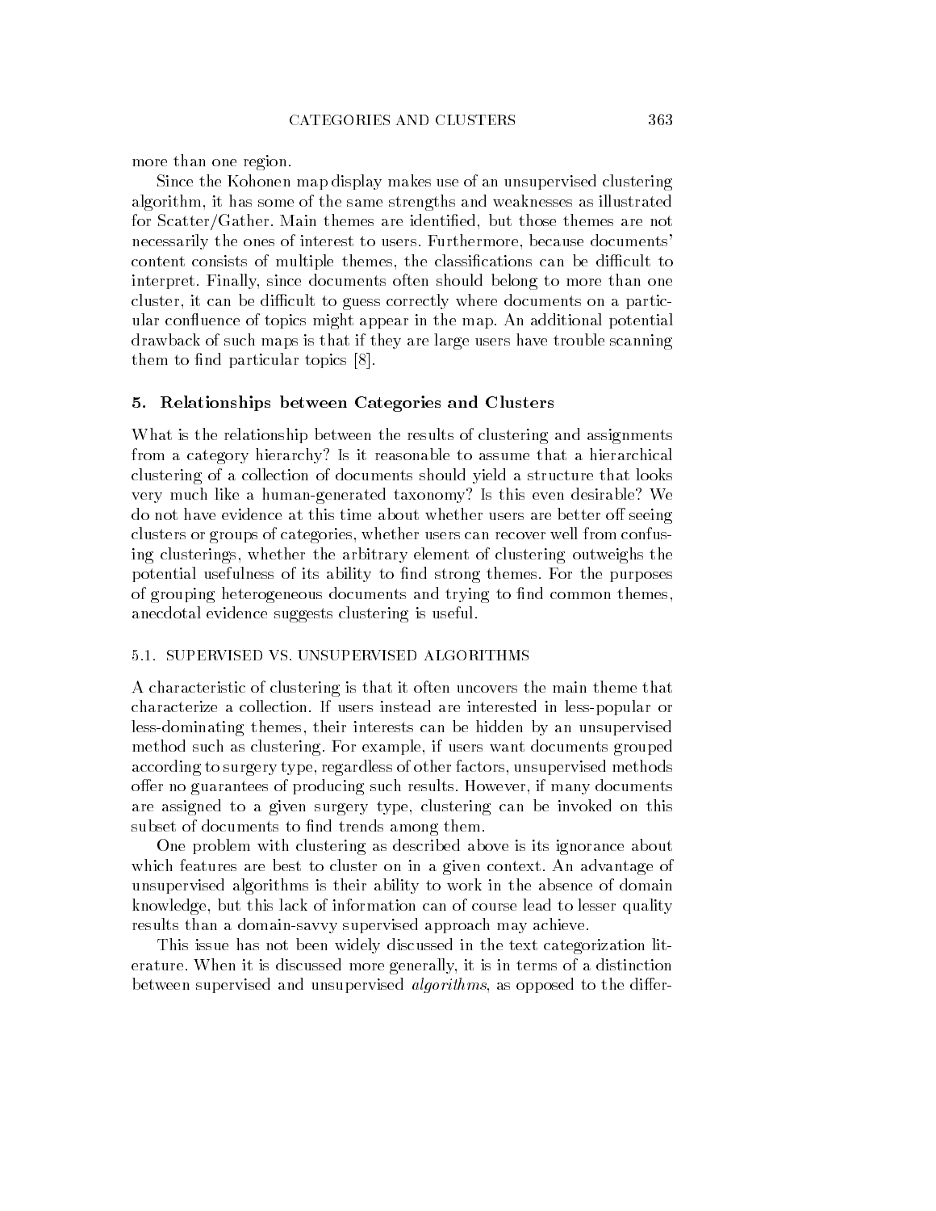more than one region.

Since the Kohonen map display makes use of an unsupervised clustering algorithm, it has some of the same strengths and weaknesses as illustrated for Scatter/Gather. Main themes are identified, but those themes are not necessarily the ones of interest to users. Furthermore, because documents' content consists of multiple themes, the classifications can be difficult to interpret. Finally, since documents often should belong to more than one cluster, it can be difficult to guess correctly where documents on a particular confluence of topics might appear in the map. An additional potential drawback of such maps is that if they are large users have trouble scanning them to find particular topics [8].

## 5. Relationships between Categories and Clusters

What is the relationship between the results of clustering and assignments from a category hierarchy? Is it reasonable to assume that a hierarchical clustering of a collection of documents should yield a structure that looks very much like a human-generated taxonomy? Is this even desirable? We do not have evidence at this time about whether users are better off seeing clusters or groups of categories, whether users can recover well from confusing clusterings, whether the arbitrary element of clustering outweighs the potential usefulness of its ability to find strong themes. For the purposes of grouping heterogeneous documents and trying to find common themes, anecdotal evidence suggests clustering is useful.

### 5.1. SUPERVISED VS. UNSUPERVISED ALGORITHMS

A characteristic of clustering is that it often uncovers the main theme that characterize a collection. If users instead are interested in less-popular or less-dominating themes, their interests can be hidden by an unsupervised method such as clustering. For example, if users want documents grouped according to surgery type, regardless of other factors, unsupervised methods offer no guarantees of producing such results. However, if many documents are assigned to a given surgery type, clustering can be invoked on this subset of documents to find trends among them.

One problem with clustering as described above is its ignorance about which features are best to cluster on in a given context. An advantage of unsupervised algorithms is their ability to work in the absence of domain knowledge, but this lack of information can of course lead to lesser quality results than a domain-savvy supervised approach may achieve.

This issue has not been widely discussed in the text categorization literature. When it is discussed more generally, it is in terms of a distinction between supervised and unsupervised *algorithms*, as opposed to the differ-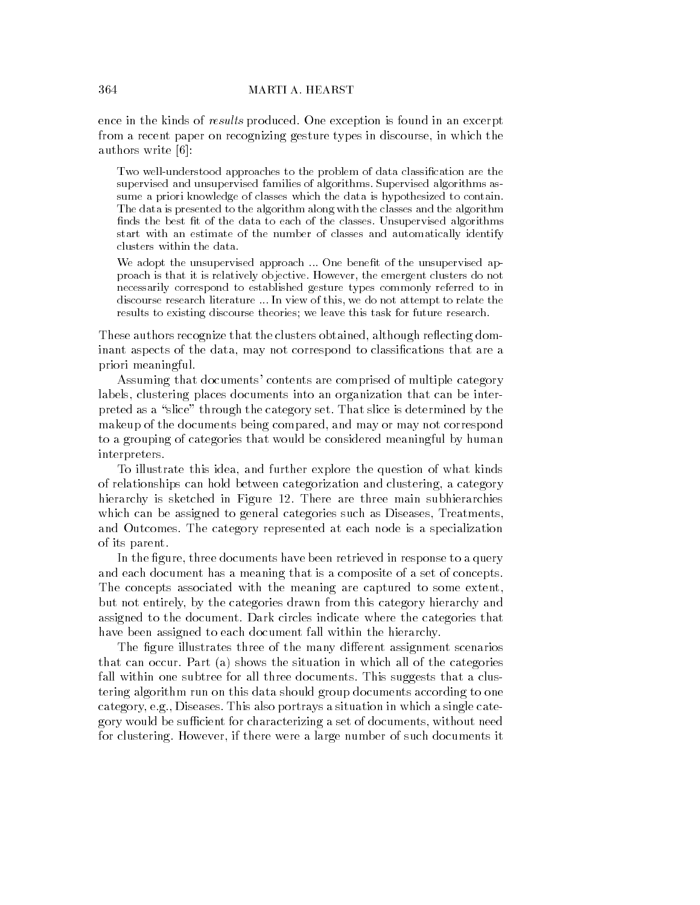ence in the kinds of *results* produced. One exception is found in an excerpt from a recent paper on recognizing gesture types in discourse, in which the authors write [6]:

> Two well-understood approaches to the problem of data classification are the supervised and unsupervised families of algorithms. Supervised algorithms assume a priori knowledge of classes which the data is hypothesized to contain. The data is presented to the algorithm along with the classes and the algorithm finds the best fit of the data to each of the classes. Unsupervised algorithms start with an estimate of the number of classes and automatically identify clusters within the data.
>
> We adopt the unsupervised approach ... One benefit of the unsupervised approach is that it is relatively objective. However, the emergent clusters do not necessarily correspond to established gesture types commonly referred to in discourse research literature ... In view of this, we do not attempt to relate the results to existing discourse theories; we leave this task for future research.

These authors recognize that the clusters obtained, although reflecting dominant aspects of the data, may not correspond to classifications that are a priori meaningful.

Assuming that documents' contents are comprised of multiple category labels, clustering places documents into an organization that can be interpreted as a "slice" through the category set. That slice is determined by the makeup of the documents being compared, and may or may not correspond to a grouping of categories that would be considered meaningful by human interpreters.

To illustrate this idea, and further explore the question of what kinds of relationships can hold between categorization and clustering, a category hierarchy is sketched in Figure 12. There are three main subhierarchies which can be assigned to general categories such as Diseases, Treatments, and Outcomes. The category represented at each node is a specialization of its parent.

In the figure, three documents have been retrieved in response to a query and each document has a meaning that is a composite of a set of concepts. The concepts associated with the meaning are captured to some extent, but not entirely, by the categories drawn from this category hierarchy and assigned to the document. Dark circles indicate where the categories that have been assigned to each document fall within the hierarchy.

The figure illustrates three of the many different assignment scenarios that can occur. Part (a) shows the situation in which all of the categories fall within one subtree for all three documents. This suggests that a clustering algorithm run on this data should group documents according to one category, e.g., Diseases. This also portrays a situation in which a single category would be sufficient for characterizing a set of documents, without need for clustering. However, if there were a large number of such documents it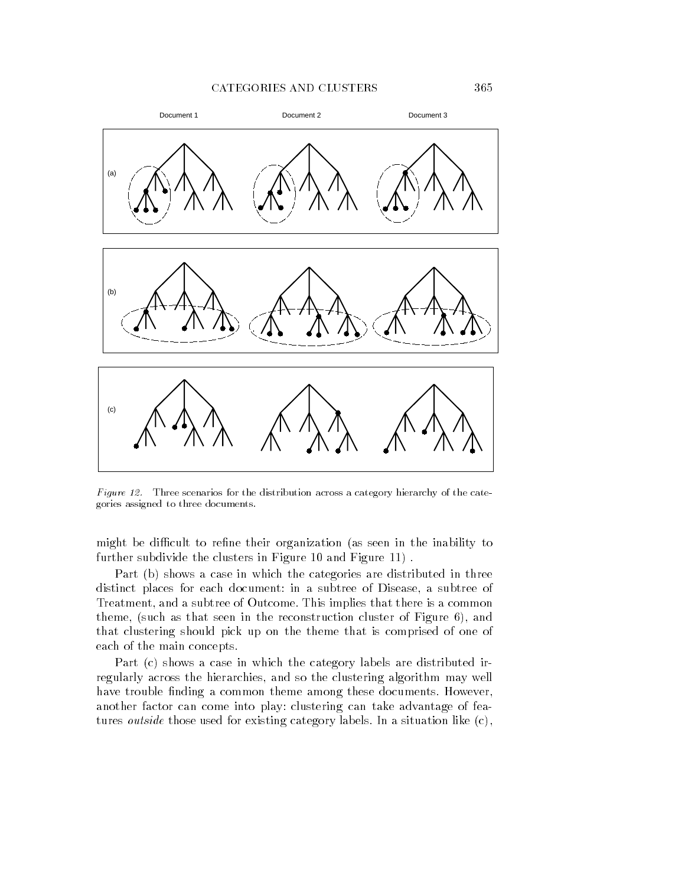*Figure 12.* Three scenarios for the distribution across a category hierarchy of the categories assigned to three documents.

might be difficult to refine their organization (as seen in the inability to further subdivide the clusters in Figure 10 and Figure 11) .

Part (b) shows a case in which the categories are distributed in three distinct places for each document: in a subtree of Disease, a subtree of Treatment, and a subtree of Outcome. This implies that there is a common theme, (such as that seen in the reconstruction cluster of Figure 6), and that clustering should pick up on the theme that is comprised of one of each of the main concepts.

Part (c) shows a case in which the category labels are distributed irregularly across the hierarchies, and so the clustering algorithm may well have trouble finding a common theme among these documents. However, another factor can come into play: clustering can take advantage of features *outside* those used for existing category labels. In a situation like (c),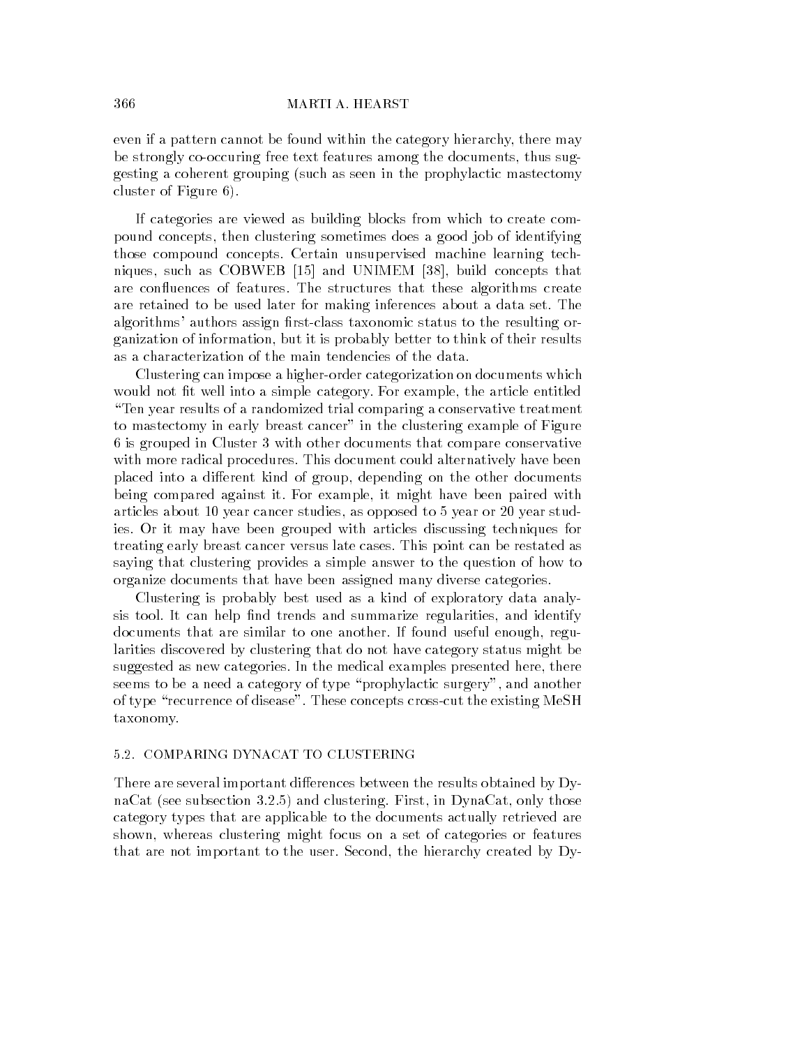even if a pattern cannot be found within the category hierarchy, there may be strongly co-occuring free text features among the documents, thus suggesting a coherent grouping (such as seen in the prophylactic mastectomy cluster of Figure 6).

If categories are viewed as building blocks from which to create compound concepts, then clustering sometimes does a good job of identifying those compound concepts. Certain unsupervised machine learning techniques, such as COBWEB [15] and UNIMEM [38], build concepts that are confluences of features. The structures that these algorithms create are retained to be used later for making inferences about a data set. The algorithms' authors assign first-class taxonomic status to the resulting organization of information, but it is probably better to think of their results as a characterization of the main tendencies of the data.

Clustering can impose a higher-order categorization on documents which would not fit well into a simple category. For example, the article entitled "Ten year results of a randomized trial comparing a conservative treatment to mastectomy in early breast cancer" in the clustering example of Figure 6 is grouped in Cluster 3 with other documents that compare conservative with more radical procedures. This document could alternatively have been placed into a different kind of group, depending on the other documents being compared against it. For example, it might have been paired with articles about 10 year cancer studies, as opposed to 5 year or 20 year studies. Or it may have been grouped with articles discussing techniques for treating early breast cancer versus late cases. This point can be restated as saying that clustering provides a simple answer to the question of how to organize documents that have been assigned many diverse categories.

Clustering is probably best used as a kind of exploratory data analysis tool. It can help find trends and summarize regularities, and identify documents that are similar to one another. If found useful enough, regularities discovered by clustering that do not have category status might be suggested as new categories. In the medical examples presented here, there seems to be a need a category of type "prophylactic surgery", and another of type "recurrence of disease". These concepts cross-cut the existing MeSH taxonomy.

### 5.2. COMPARING DYNACAT TO CLUSTERING

There are several important differences between the results obtained by DynaCat (see subsection 3.2.5) and clustering. First, in DynaCat, only those category types that are applicable to the documents actually retrieved are shown, whereas clustering might focus on a set of categories or features that are not important to the user. Second, the hierarchy created by Dy-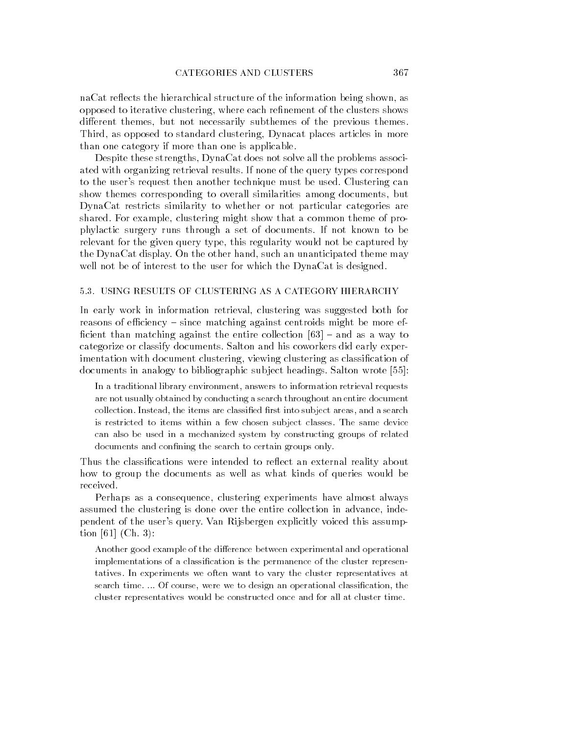naCat reflects the hierarchical structure of the information being shown, as opposed to iterative clustering, where each refinement of the clusters shows different themes, but not necessarily subthemes of the previous themes. Third, as opposed to standard clustering, Dynacat places articles in more than one category if more than one is applicable.

Despite these strengths, DynaCat does not solve all the problems associated with organizing retrieval results. If none of the query types correspond to the user's request then another technique must be used. Clustering can show themes corresponding to overall similarities among documents, but DynaCat restricts similarity to whether or not particular categories are shared. For example, clustering might show that a common theme of prophylactic surgery runs through a set of documents. If not known to be relevant for the given query type, this regularity would not be captured by the DynaCat display. On the other hand, such an unanticipated theme may well not be of interest to the user for which the DynaCat is designed.

### 5.3. USING RESULTS OF CLUSTERING AS A CATEGORY HIERARCHY

In early work in information retrieval, clustering was suggested both for reasons of efficiency – since matching against centroids might be more efficient than matching against the entire collection [63] – and as a way to categorize or classify documents. Salton and his coworkers did early experimentation with document clustering, viewing clustering as classification of documents in analogy to bibliographic subject headings. Salton wrote [55]:

> In a traditional library environment, answers to information retrieval requests are not usually obtained by conducting a search throughout an entire document collection. Instead, the items are classified first into subject areas, and a search is restricted to items within a few chosen subject classes. The same device can also be used in a mechanized system by constructing groups of related documents and confining the search to certain groups only.

Thus the classifications were intended to reflect an external reality about how to group the documents as well as what kinds of queries would be received.

Perhaps as a consequence, clustering experiments have almost always assumed the clustering is done over the entire collection in advance, independent of the user's query. Van Rijsbergen explicitly voiced this assumption [61] (Ch. 3):

> Another good example of the difference between experimental and operational implementations of a classification is the permanence of the cluster representatives. In experiments we often want to vary the cluster representatives at search time. ... Of course, were we to design an operational classification, the cluster representatives would be constructed once and for all at cluster time.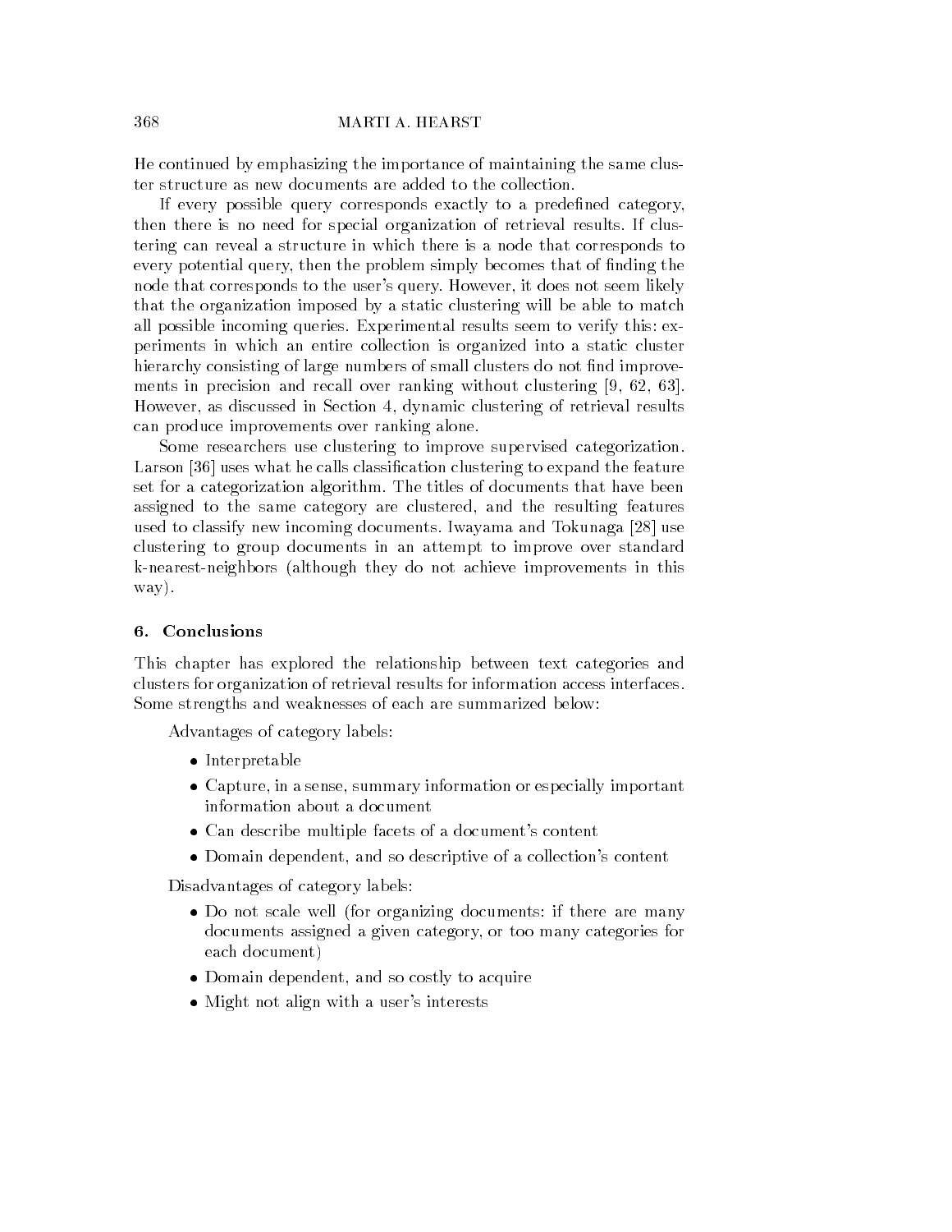He continued by emphasizing the importance of maintaining the same cluster structure as new documents are added to the collection.

If every possible query corresponds exactly to a predefined category, then there is no need for special organization of retrieval results. If clustering can reveal a structure in which there is a node that corresponds to every potential query, then the problem simply becomes that of finding the node that corresponds to the user's query. However, it does not seem likely that the organization imposed by a static clustering will be able to match all possible incoming queries. Experimental results seem to verify this: experiments in which an entire collection is organized into a static cluster hierarchy consisting of large numbers of small clusters do not find improvements in precision and recall over ranking without clustering [9, 62, 63]. However, as discussed in Section 4, dynamic clustering of retrieval results can produce improvements over ranking alone.

Some researchers use clustering to improve supervised categorization. Larson [36] uses what he calls classification clustering to expand the feature set for a categorization algorithm. The titles of documents that have been assigned to the same category are clustered, and the resulting features used to classify new incoming documents. Iwayama and Tokunaga [28] use clustering to group documents in an attempt to improve over standard k-nearest-neighbors (although they do not achieve improvements in this way).

## 6. Conclusions

This chapter has explored the relationship between text categories and clusters for organization of retrieval results for information access interfaces. Some strengths and weaknesses of each are summarized below:

Advantages of category labels:

- Interpretable
- Capture, in a sense, summary information or especially important information about a document
- Can describe multiple facets of a document's content
- Domain dependent, and so descriptive of a collection's content

Disadvantages of category labels:

- Do not scale well (for organizing documents: if there are many documents assigned a given category, or too many categories for each document)
- Domain dependent, and so costly to acquire
- Might not align with a user's interests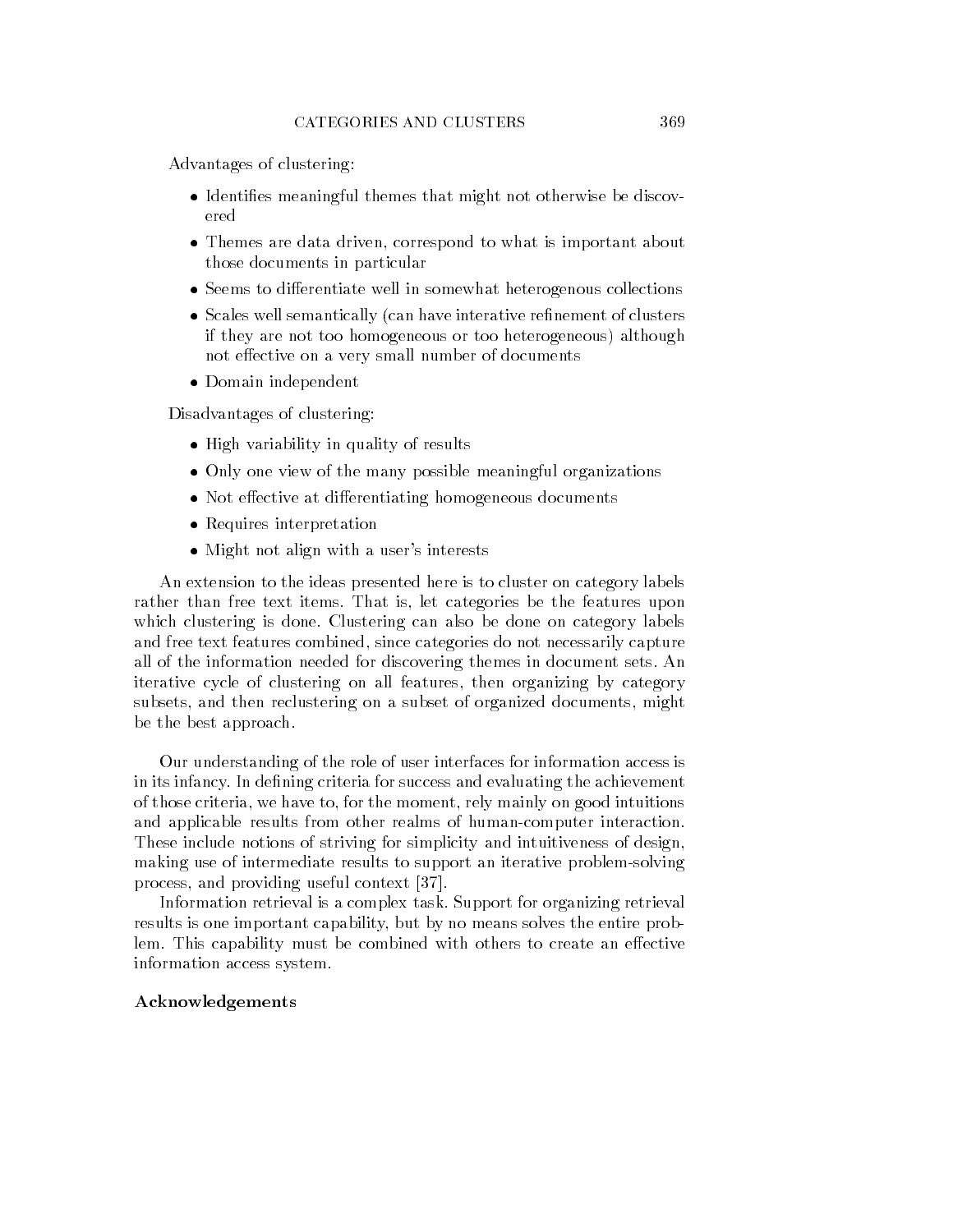Advantages of clustering:

- Identifies meaningful themes that might not otherwise be discovered
- Themes are data driven, correspond to what is important about those documents in particular
- Seems to differentiate well in somewhat heterogenous collections
- Scales well semantically (can have interative refinement of clusters if they are not too homogeneous or too heterogeneous) although not effective on a very small number of documents
- Domain independent

Disadvantages of clustering:

- High variability in quality of results
- Only one view of the many possible meaningful organizations
- Not effective at differentiating homogeneous documents
- Requires interpretation
- Might not align with a user's interests

An extension to the ideas presented here is to cluster on category labels rather than free text items. That is, let categories be the features upon which clustering is done. Clustering can also be done on category labels and free text features combined, since categories do not necessarily capture all of the information needed for discovering themes in document sets. An iterative cycle of clustering on all features, then organizing by category subsets, and then reclustering on a subset of organized documents, might be the best approach.

Our understanding of the role of user interfaces for information access is in its infancy. In defining criteria for success and evaluating the achievement of those criteria, we have to, for the moment, rely mainly on good intuitions and applicable results from other realms of human-computer interaction. These include notions of striving for simplicity and intuitiveness of design, making use of intermediate results to support an iterative problem-solving process, and providing useful context [37].

Information retrieval is a complex task. Support for organizing retrieval results is one important capability, but by no means solves the entire problem. This capability must be combined with others to create an effective information access system.

## Acknowledgements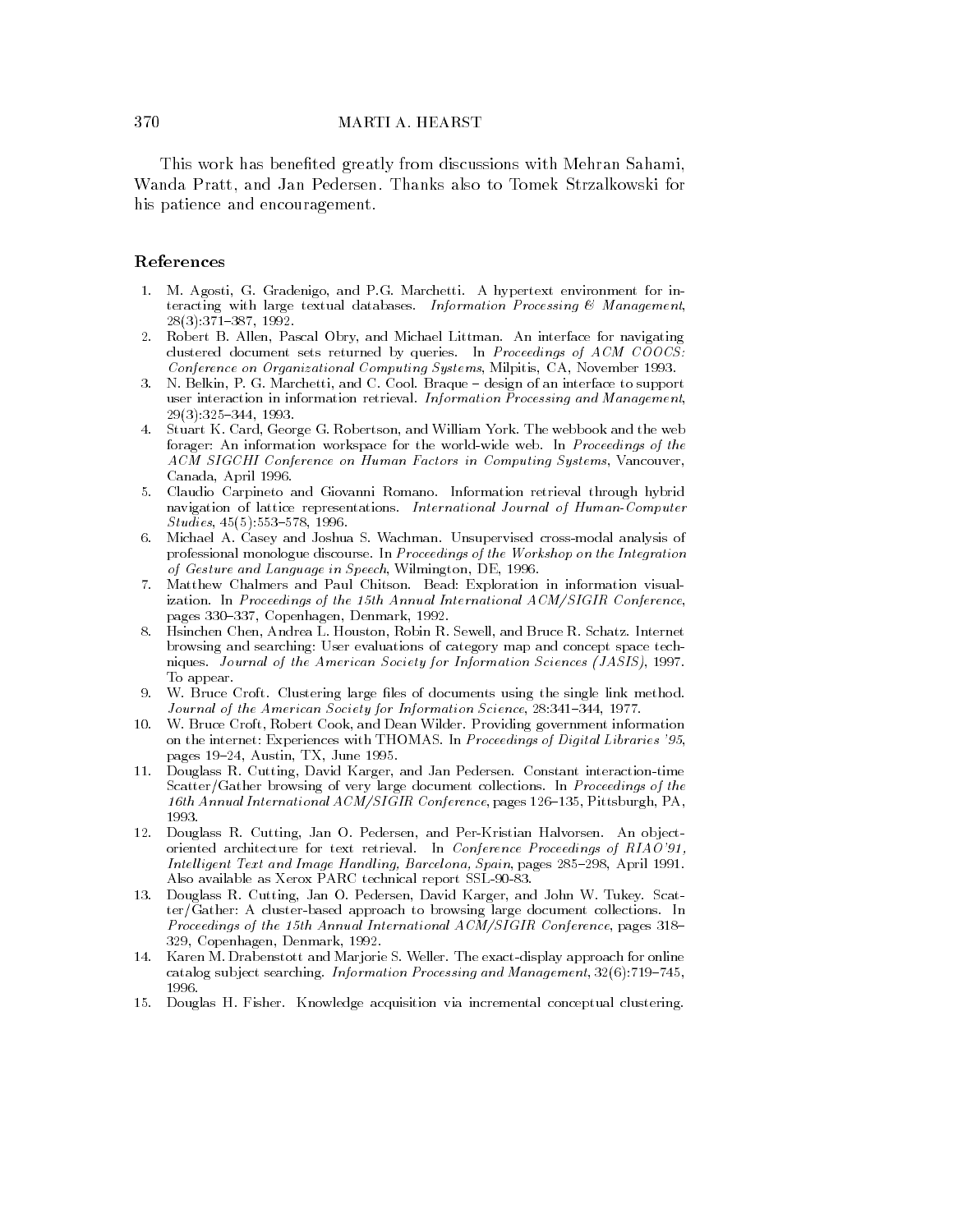This work has benefited greatly from discussions with Mehran Sahami, Wanda Pratt, and Jan Pedersen. Thanks also to Tomek Strzalkowski for his patience and encouragement.

## References

1. M. Agosti, G. Gradenigo, and P.G. Marchetti. A hypertext environment for interacting with large textual databases. *Information Processing & Management*, 28(3):371–387, 1992.
2. Robert B. Allen, Pascal Obry, and Michael Littman. An interface for navigating clustered document sets returned by queries. In *Proceedings of ACM COOCS: Conference on Organizational Computing Systems*, Milpitis, CA, November 1993.
3. N. Belkin, P. G. Marchetti, and C. Cool. Braque – design of an interface to support user interaction in information retrieval. *Information Processing and Management*, 29(3):325–344, 1993.
4. Stuart K. Card, George G. Robertson, and William York. The webbook and the web forager: An information workspace for the world-wide web. In *Proceedings of the ACM SIGCHI Conference on Human Factors in Computing Systems*, Vancouver, Canada, April 1996.
5. Claudio Carpineto and Giovanni Romano. Information retrieval through hybrid navigation of lattice representations. *International Journal of Human-Computer Studies*, 45(5):553–578, 1996.
6. Michael A. Casey and Joshua S. Wachman. Unsupervised cross-modal analysis of professional monologue discourse. In *Proceedings of the Workshop on the Integration of Gesture and Language in Speech*, Wilmington, DE, 1996.
7. Matthew Chalmers and Paul Chitson. Bead: Exploration in information visualization. In *Proceedings of the 15th Annual International ACM/SIGIR Conference*, pages 330–337, Copenhagen, Denmark, 1992.
8. Hsinchen Chen, Andrea L. Houston, Robin R. Sewell, and Bruce R. Schatz. Internet browsing and searching: User evaluations of category map and concept space techniques. *Journal of the American Society for Information Sciences (JASIS)*, 1997. To appear.
9. W. Bruce Croft. Clustering large files of documents using the single link method. *Journal of the American Society for Information Science*, 28:341–344, 1977.
10. W. Bruce Croft, Robert Cook, and Dean Wilder. Providing government information on the internet: Experiences with THOMAS. In *Proceedings of Digital Libraries '95*, pages 19–24, Austin, TX, June 1995.
11. Douglass R. Cutting, David Karger, and Jan Pedersen. Constant interaction-time Scatter/Gather browsing of very large document collections. In *Proceedings of the 16th Annual International ACM/SIGIR Conference*, pages 126–135, Pittsburgh, PA, 1993.
12. Douglass R. Cutting, Jan O. Pedersen, and Per-Kristian Halvorsen. An object-oriented architecture for text retrieval. In *Conference Proceedings of RIAO'91, Intelligent Text and Image Handling, Barcelona, Spain*, pages 285–298, April 1991. Also available as Xerox PARC technical report SSL-90-83.
13. Douglass R. Cutting, Jan O. Pedersen, David Karger, and John W. Tukey. Scatter/Gather: A cluster-based approach to browsing large document collections. In *Proceedings of the 15th Annual International ACM/SIGIR Conference*, pages 318–329, Copenhagen, Denmark, 1992.
14. Karen M. Drabenstott and Marjorie S. Weller. The exact-display approach for online catalog subject searching. *Information Processing and Management*, 32(6):719–745, 1996.
15. Douglas H. Fisher. Knowledge acquisition via incremental conceptual clustering.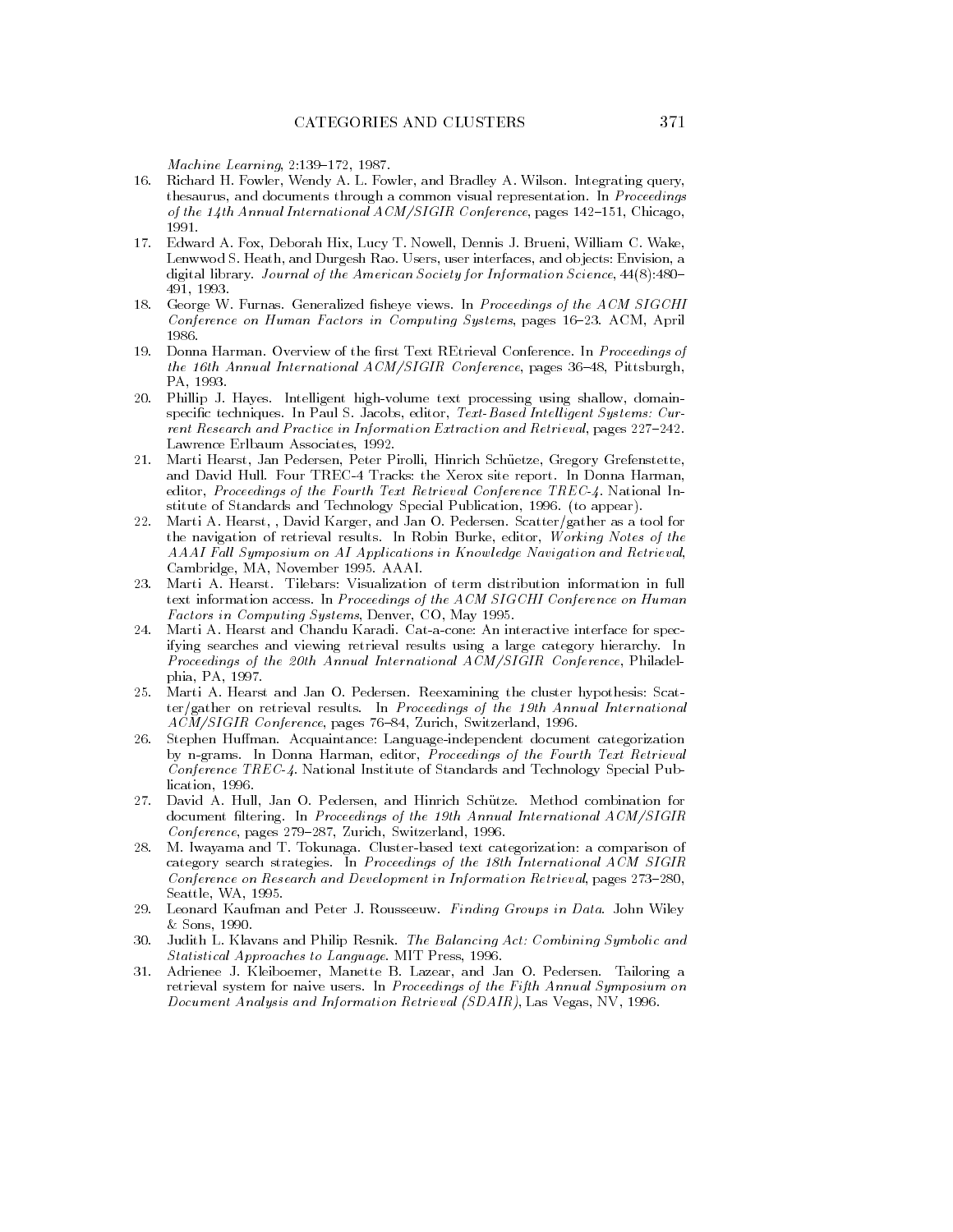*Machine Learning*, 2:139–172, 1987.

16. Richard H. Fowler, Wendy A. L. Fowler, and Bradley A. Wilson. Integrating query, thesaurus, and documents through a common visual representation. In *Proceedings of the 14th Annual International ACM/SIGIR Conference*, pages 142–151, Chicago, 1991.
17. Edward A. Fox, Deborah Hix, Lucy T. Nowell, Dennis J. Brueni, William C. Wake, Lenwwod S. Heath, and Durgesh Rao. Users, user interfaces, and objects: Envision, a digital library. *Journal of the American Society for Information Science*, 44(8):480–491, 1993.
18. George W. Furnas. Generalized fisheye views. In *Proceedings of the ACM SIGCHI Conference on Human Factors in Computing Systems*, pages 16–23. ACM, April 1986.
19. Donna Harman. Overview of the first Text REtrieval Conference. In *Proceedings of the 16th Annual International ACM/SIGIR Conference*, pages 36–48, Pittsburgh, PA, 1993.
20. Phillip J. Hayes. Intelligent high-volume text processing using shallow, domain-specific techniques. In Paul S. Jacobs, editor, *Text-Based Intelligent Systems: Current Research and Practice in Information Extraction and Retrieval*, pages 227–242. Lawrence Erlbaum Associates, 1992.
21. Marti Hearst, Jan Pedersen, Peter Pirolli, Hinrich Schüetze, Gregory Grefenstette, and David Hull. Four TREC-4 Tracks: the Xerox site report. In Donna Harman, editor, *Proceedings of the Fourth Text Retrieval Conference TREC-4*. National Institute of Standards and Technology Special Publication, 1996. (to appear).
22. Marti A. Hearst, , David Karger, and Jan O. Pedersen. Scatter/gather as a tool for the navigation of retrieval results. In Robin Burke, editor, *Working Notes of the AAAI Fall Symposium on AI Applications in Knowledge Navigation and Retrieval*, Cambridge, MA, November 1995. AAAI.
23. Marti A. Hearst. Tilebars: Visualization of term distribution information in full text information access. In *Proceedings of the ACM SIGCHI Conference on Human Factors in Computing Systems*, Denver, CO, May 1995.
24. Marti A. Hearst and Chandu Karadi. Cat-a-cone: An interactive interface for specifying searches and viewing retrieval results using a large category hierarchy. In *Proceedings of the 20th Annual International ACM/SIGIR Conference*, Philadelphia, PA, 1997.
25. Marti A. Hearst and Jan O. Pedersen. Reexamining the cluster hypothesis: Scatter/gather on retrieval results. In *Proceedings of the 19th Annual International ACM/SIGIR Conference*, pages 76–84, Zurich, Switzerland, 1996.
26. Stephen Huffman. Acquaintance: Language-independent document categorization by n-grams. In Donna Harman, editor, *Proceedings of the Fourth Text Retrieval Conference TREC-4*. National Institute of Standards and Technology Special Publication, 1996.
27. David A. Hull, Jan O. Pedersen, and Hinrich Schütze. Method combination for document filtering. In *Proceedings of the 19th Annual International ACM/SIGIR Conference*, pages 279–287, Zurich, Switzerland, 1996.
28. M. Iwayama and T. Tokunaga. Cluster-based text categorization: a comparison of category search strategies. In *Proceedings of the 18th International ACM SIGIR Conference on Research and Development in Information Retrieval*, pages 273–280, Seattle, WA, 1995.
29. Leonard Kaufman and Peter J. Rousseeuw. *Finding Groups in Data*. John Wiley & Sons, 1990.
30. Judith L. Klavans and Philip Resnik. *The Balancing Act: Combining Symbolic and Statistical Approaches to Language*. MIT Press, 1996.
31. Adrienee J. Kleiboemer, Manette B. Lazear, and Jan O. Pedersen. Tailoring a retrieval system for naive users. In *Proceedings of the Fifth Annual Symposium on Document Analysis and Information Retrieval (SDAIR)*, Las Vegas, NV, 1996.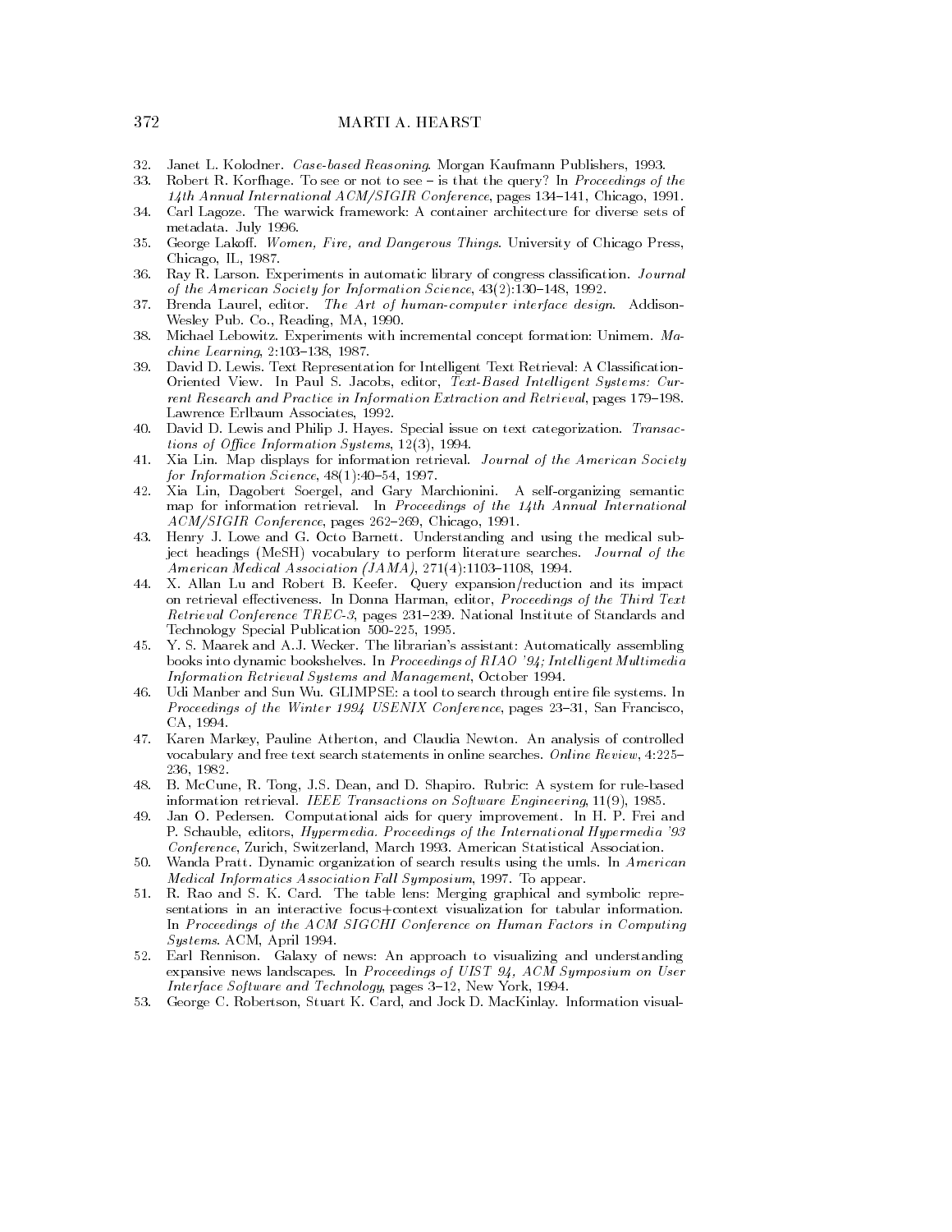32. Janet L. Kolodner. *Case-based Reasoning*. Morgan Kaufmann Publishers, 1993.
33. Robert R. Korfhage. To see or not to see – is that the query? In *Proceedings of the 14th Annual International ACM/SIGIR Conference*, pages 134–141, Chicago, 1991.
34. Carl Lagoze. The warwick framework: A container architecture for diverse sets of metadata. July 1996.
35. George Lakoff. *Women, Fire, and Dangerous Things*. University of Chicago Press, Chicago, IL, 1987.
36. Ray R. Larson. Experiments in automatic library of congress classification. *Journal of the American Society for Information Science*, 43(2):130–148, 1992.
37. Brenda Laurel, editor. *The Art of human-computer interface design*. Addison-Wesley Pub. Co., Reading, MA, 1990.
38. Michael Lebowitz. Experiments with incremental concept formation: Unimem. *Machine Learning*, 2:103–138, 1987.
39. David D. Lewis. Text Representation for Intelligent Text Retrieval: A Classification-Oriented View. In Paul S. Jacobs, editor, *Text-Based Intelligent Systems: Current Research and Practice in Information Extraction and Retrieval*, pages 179–198. Lawrence Erlbaum Associates, 1992.
40. David D. Lewis and Philip J. Hayes. Special issue on text categorization. *Transactions of Office Information Systems*, 12(3), 1994.
41. Xia Lin. Map displays for information retrieval. *Journal of the American Society for Information Science*, 48(1):40–54, 1997.
42. Xia Lin, Dagobert Soergel, and Gary Marchionini. A self-organizing semantic map for information retrieval. In *Proceedings of the 14th Annual International ACM/SIGIR Conference*, pages 262–269, Chicago, 1991.
43. Henry J. Lowe and G. Octo Barnett. Understanding and using the medical subject headings (MeSH) vocabulary to perform literature searches. *Journal of the American Medical Association (JAMA)*, 271(4):1103–1108, 1994.
44. X. Allan Lu and Robert B. Keefer. Query expansion/reduction and its impact on retrieval effectiveness. In Donna Harman, editor, *Proceedings of the Third Text Retrieval Conference TREC-3*, pages 231–239. National Institute of Standards and Technology Special Publication 500-225, 1995.
45. Y. S. Maarek and A.J. Wecker. The librarian's assistant: Automatically assembling books into dynamic bookshelves. In *Proceedings of RIAO '94; Intelligent Multimedia Information Retrieval Systems and Management*, October 1994.
46. Udi Manber and Sun Wu. GLIMPSE: a tool to search through entire file systems. In *Proceedings of the Winter 1994 USENIX Conference*, pages 23–31, San Francisco, CA, 1994.
47. Karen Markey, Pauline Atherton, and Claudia Newton. An analysis of controlled vocabulary and free text search statements in online searches. *Online Review*, 4:225–236, 1982.
48. B. McCune, R. Tong, J.S. Dean, and D. Shapiro. Rubric: A system for rule-based information retrieval. *IEEE Transactions on Software Engineering*, 11(9), 1985.
49. Jan O. Pedersen. Computational aids for query improvement. In H. P. Frei and P. Schauble, editors, *Hypermedia. Proceedings of the International Hypermedia '93 Conference*, Zurich, Switzerland, March 1993. American Statistical Association.
50. Wanda Pratt. Dynamic organization of search results using the umls. In *American Medical Informatics Association Fall Symposium*, 1997. To appear.
51. R. Rao and S. K. Card. The table lens: Merging graphical and symbolic representations in an interactive focus+context visualization for tabular information. In *Proceedings of the ACM SIGCHI Conference on Human Factors in Computing Systems*. ACM, April 1994.
52. Earl Rennison. Galaxy of news: An approach to visualizing and understanding expansive news landscapes. In *Proceedings of UIST 94, ACM Symposium on User Interface Software and Technology*, pages 3–12, New York, 1994.
53. George C. Robertson, Stuart K. Card, and Jock D. MacKinlay. Information visual-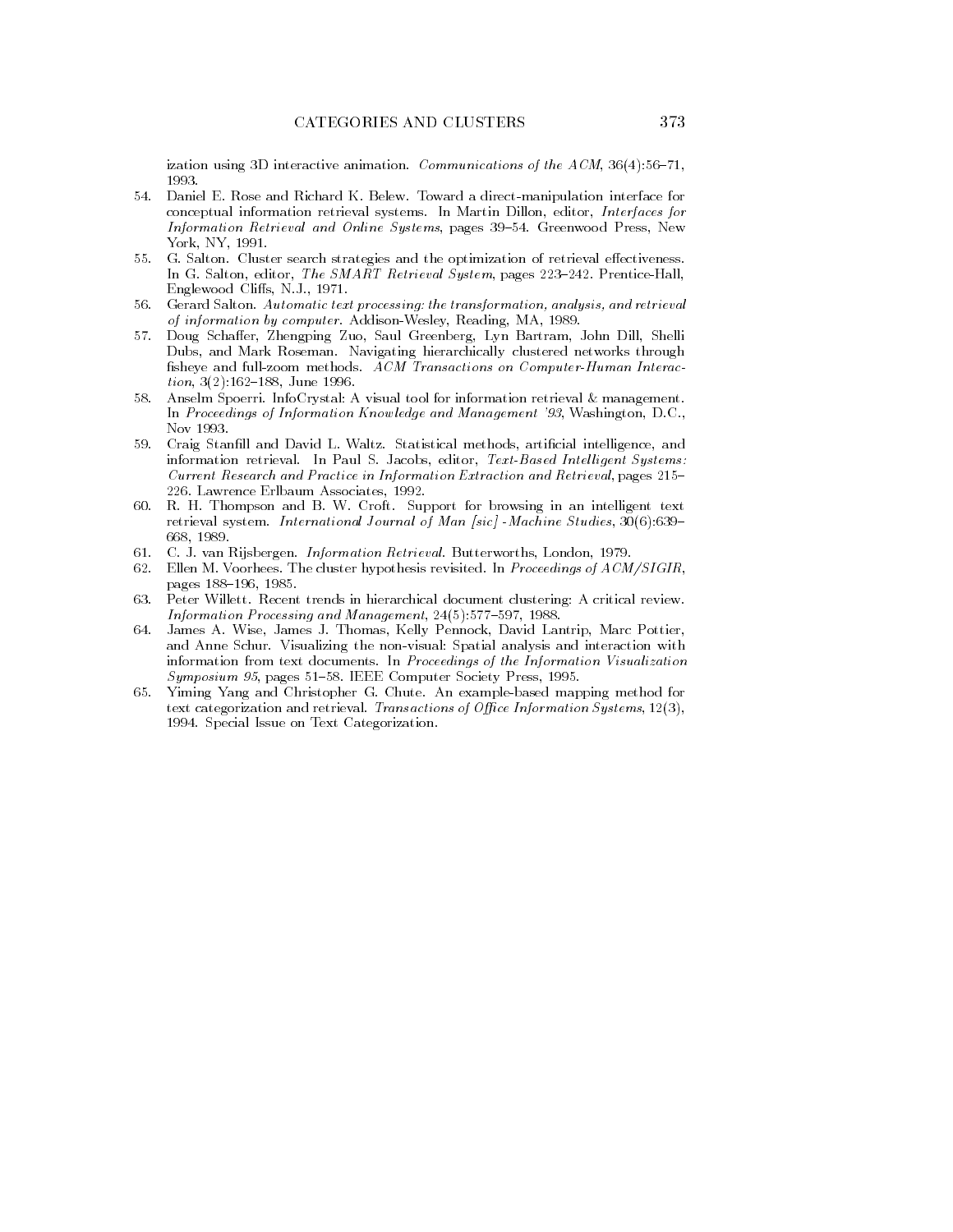ization using 3D interactive animation. *Communications of the ACM*, 36(4):56–71, 1993.

54. Daniel E. Rose and Richard K. Belew. Toward a direct-manipulation interface for conceptual information retrieval systems. In Martin Dillon, editor, *Interfaces for Information Retrieval and Online Systems*, pages 39–54. Greenwood Press, New York, NY, 1991.
55. G. Salton. Cluster search strategies and the optimization of retrieval effectiveness. In G. Salton, editor, *The SMART Retrieval System*, pages 223–242. Prentice-Hall, Englewood Cliffs, N.J., 1971.
56. Gerard Salton. *Automatic text processing: the transformation, analysis, and retrieval of information by computer*. Addison-Wesley, Reading, MA, 1989.
57. Doug Schaffer, Zhengping Zuo, Saul Greenberg, Lyn Bartram, John Dill, Shelli Dubs, and Mark Roseman. Navigating hierarchically clustered networks through fisheye and full-zoom methods. *ACM Transactions on Computer-Human Interaction*, 3(2):162–188, June 1996.
58. Anselm Spoerri. InfoCrystal: A visual tool for information retrieval & management. In *Proceedings of Information Knowledge and Management '93*, Washington, D.C., Nov 1993.
59. Craig Stanfill and David L. Waltz. Statistical methods, artificial intelligence, and information retrieval. In Paul S. Jacobs, editor, *Text-Based Intelligent Systems: Current Research and Practice in Information Extraction and Retrieval*, pages 215–226. Lawrence Erlbaum Associates, 1992.
60. R. H. Thompson and B. W. Croft. Support for browsing in an intelligent text retrieval system. *International Journal of Man [sic] -Machine Studies*, 30(6):639–668, 1989.
61. C. J. van Rijsbergen. *Information Retrieval*. Butterworths, London, 1979.
62. Ellen M. Voorhees. The cluster hypothesis revisited. In *Proceedings of ACM/SIGIR*, pages 188–196, 1985.
63. Peter Willett. Recent trends in hierarchical document clustering: A critical review. *Information Processing and Management*, 24(5):577–597, 1988.
64. James A. Wise, James J. Thomas, Kelly Pennock, David Lantrip, Marc Pottier, and Anne Schur. Visualizing the non-visual: Spatial analysis and interaction with information from text documents. In *Proceedings of the Information Visualization Symposium 95*, pages 51–58. IEEE Computer Society Press, 1995.
65. Yiming Yang and Christopher G. Chute. An example-based mapping method for text categorization and retrieval. *Transactions of Office Information Systems*, 12(3), 1994. Special Issue on Text Categorization.